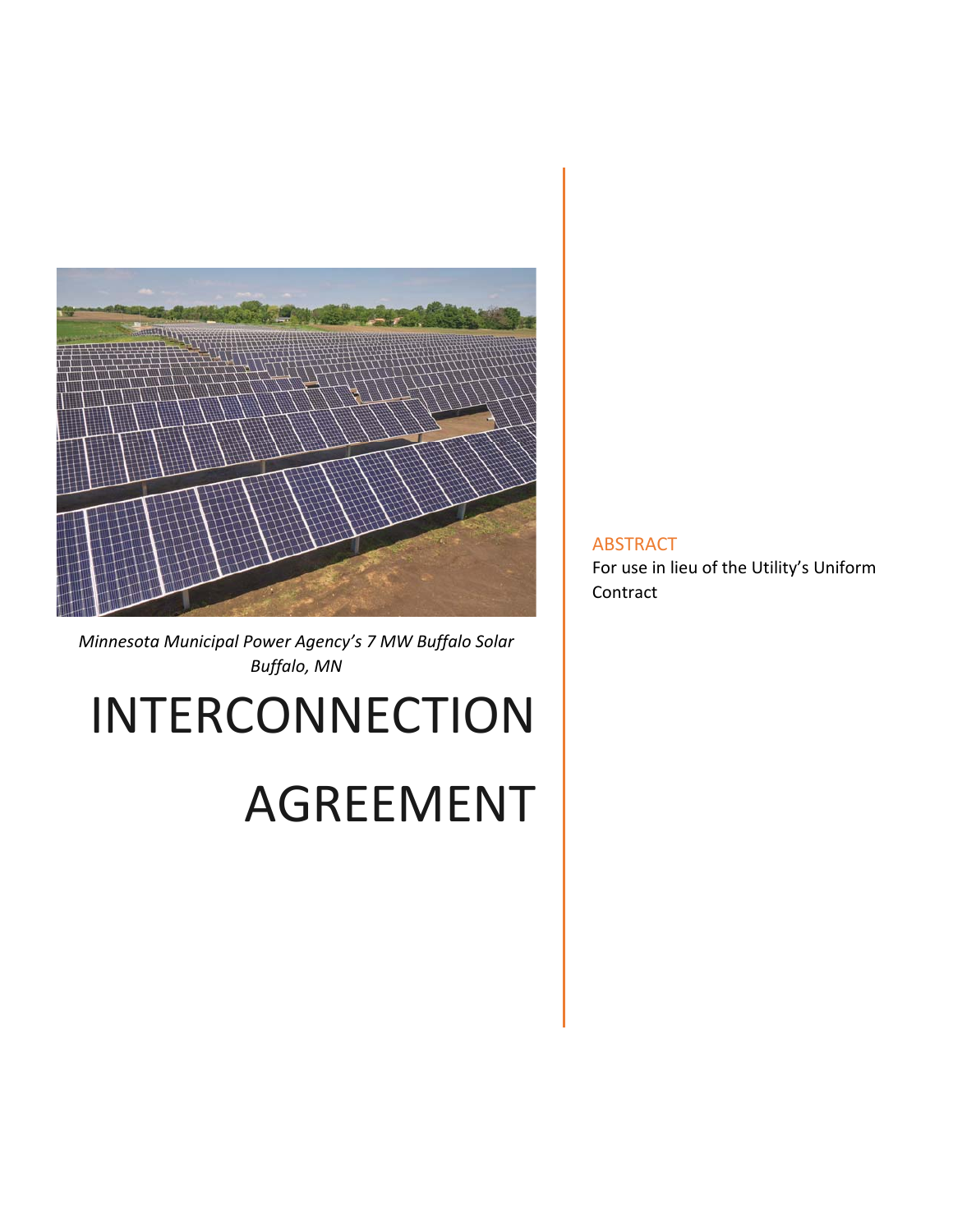*Minnesota Municipal Power Agency's 7 MW Buffalo Solar*
*Buffalo, MN*

# INTERCONNECTION AGREEMENT

ABSTRACT

For use in lieu of the Utility's Uniform Contract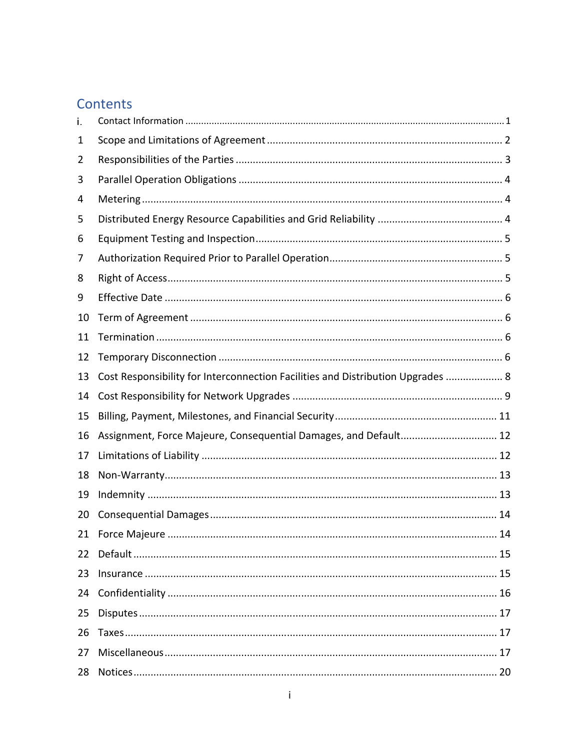# Contents

| | | |
|---|---|---|
| i. | Contact Information | 1 |
| 1 | Scope and Limitations of Agreement | 2 |
| 2 | Responsibilities of the Parties | 3 |
| 3 | Parallel Operation Obligations | 4 |
| 4 | Metering | 4 |
| 5 | Distributed Energy Resource Capabilities and Grid Reliability | 4 |
| 6 | Equipment Testing and Inspection | 5 |
| 7 | Authorization Required Prior to Parallel Operation | 5 |
| 8 | Right of Access | 5 |
| 9 | Effective Date | 6 |
| 10 | Term of Agreement | 6 |
| 11 | Termination | 6 |
| 12 | Temporary Disconnection | 6 |
| 13 | Cost Responsibility for Interconnection Facilities and Distribution Upgrades | 8 |
| 14 | Cost Responsibility for Network Upgrades | 9 |
| 15 | Billing, Payment, Milestones, and Financial Security | 11 |
| 16 | Assignment, Force Majeure, Consequential Damages, and Default | 12 |
| 17 | Limitations of Liability | 12 |
| 18 | Non-Warranty | 13 |
| 19 | Indemnity | 13 |
| 20 | Consequential Damages | 14 |
| 21 | Force Majeure | 14 |
| 22 | Default | 15 |
| 23 | Insurance | 15 |
| 24 | Confidentiality | 16 |
| 25 | Disputes | 17 |
| 26 | Taxes | 17 |
| 27 | Miscellaneous | 17 |
| 28 | Notices | 20 |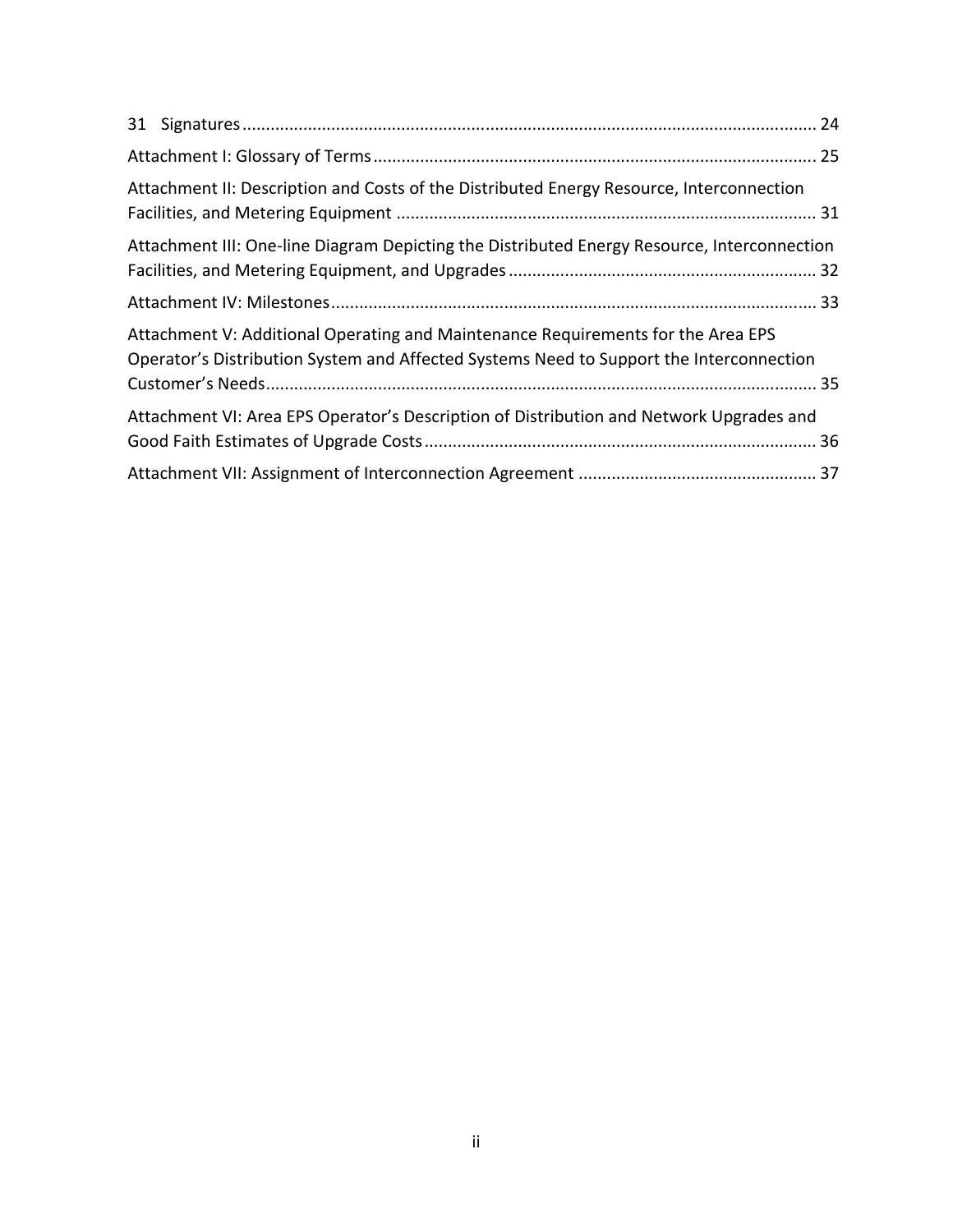31 Signatures ........................................................................................................................ 24

Attachment I: Glossary of Terms ............................................................................................ 25

Attachment II: Description and Costs of the Distributed Energy Resource, Interconnection Facilities, and Metering Equipment ........................................................................................ 31

Attachment III: One-line Diagram Depicting the Distributed Energy Resource, Interconnection Facilities, and Metering Equipment, and Upgrades ................................................................ 32

Attachment IV: Milestones ...................................................................................................... 33

Attachment V: Additional Operating and Maintenance Requirements for the Area EPS Operator's Distribution System and Affected Systems Need to Support the Interconnection Customer's Needs .................................................................................................................... 35

Attachment VI: Area EPS Operator's Description of Distribution and Network Upgrades and Good Faith Estimates of Upgrade Costs .................................................................................. 36

Attachment VII: Assignment of Interconnection Agreement .................................................. 37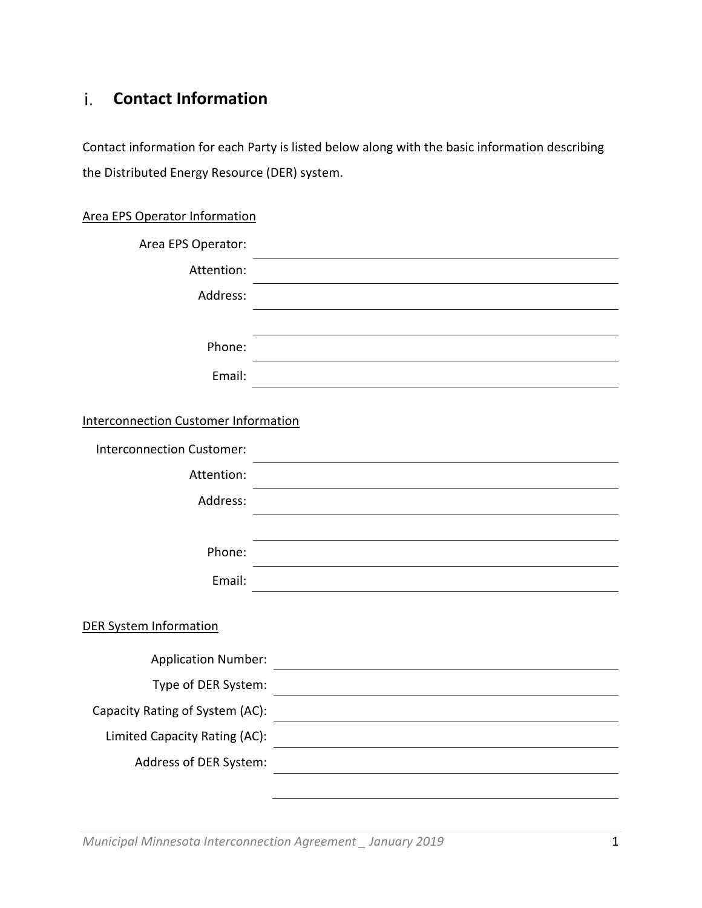## i. Contact Information

Contact information for each Party is listed below along with the basic information describing the Distributed Energy Resource (DER) system.

Area EPS Operator Information

Area EPS Operator: ______________________________

Attention: ______________________________

Address: ______________________________

______________________________

Phone: ______________________________

Email: ______________________________

Interconnection Customer Information

Interconnection Customer: ______________________________

Attention: ______________________________

Address: ______________________________

______________________________

Phone: ______________________________

Email: ______________________________

DER System Information

Application Number: ______________________________

Type of DER System: ______________________________

Capacity Rating of System (AC): ______________________________

Limited Capacity Rating (AC): ______________________________

Address of DER System: ______________________________

______________________________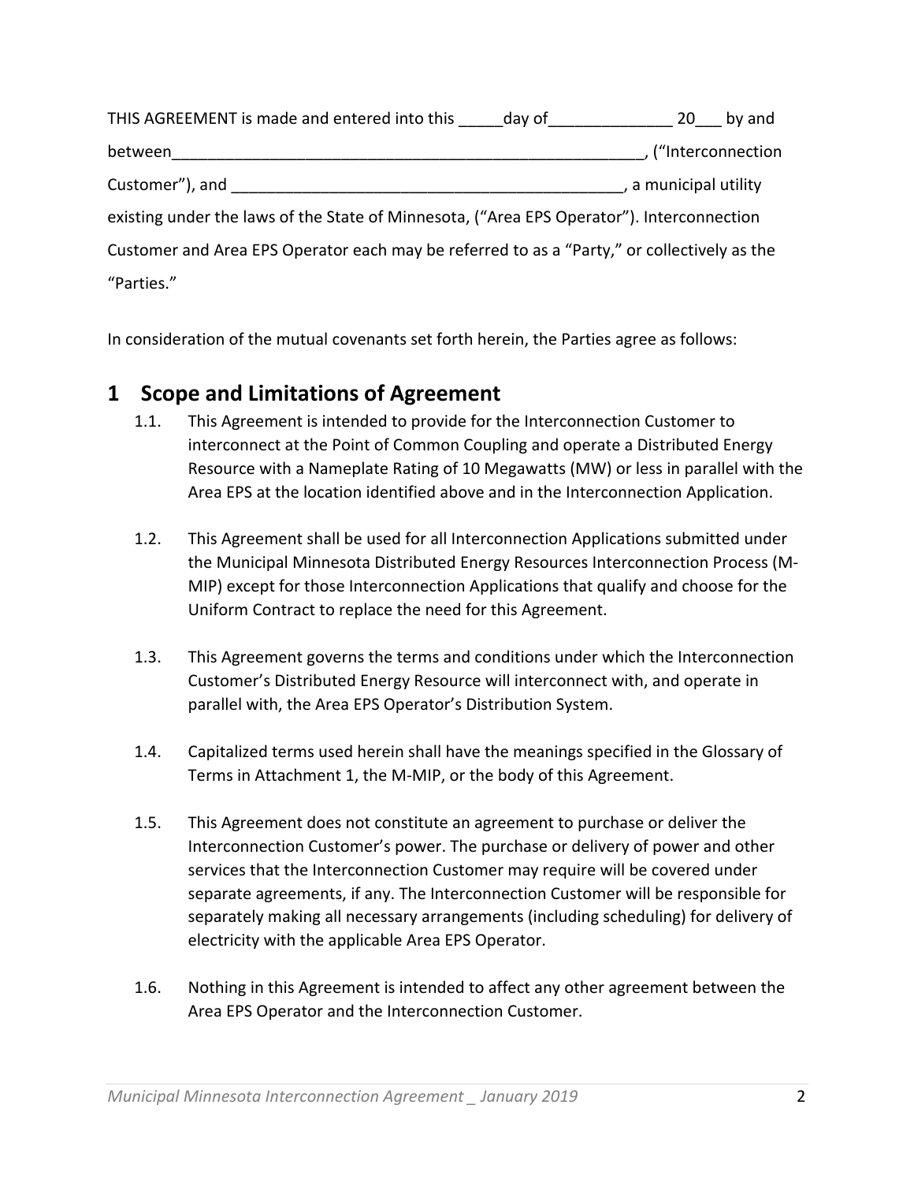THIS AGREEMENT is made and entered into this _____day of______________ 20___ by and between_______________________________________________________, ("Interconnection Customer"), and _____________________________________________, a municipal utility existing under the laws of the State of Minnesota, ("Area EPS Operator"). Interconnection Customer and Area EPS Operator each may be referred to as a "Party," or collectively as the "Parties."

In consideration of the mutual covenants set forth herein, the Parties agree as follows:

# 1 Scope and Limitations of Agreement

1.1. This Agreement is intended to provide for the Interconnection Customer to interconnect at the Point of Common Coupling and operate a Distributed Energy Resource with a Nameplate Rating of 10 Megawatts (MW) or less in parallel with the Area EPS at the location identified above and in the Interconnection Application.

1.2. This Agreement shall be used for all Interconnection Applications submitted under the Municipal Minnesota Distributed Energy Resources Interconnection Process (M-MIP) except for those Interconnection Applications that qualify and choose for the Uniform Contract to replace the need for this Agreement.

1.3. This Agreement governs the terms and conditions under which the Interconnection Customer's Distributed Energy Resource will interconnect with, and operate in parallel with, the Area EPS Operator's Distribution System.

1.4. Capitalized terms used herein shall have the meanings specified in the Glossary of Terms in Attachment 1, the M-MIP, or the body of this Agreement.

1.5. This Agreement does not constitute an agreement to purchase or deliver the Interconnection Customer's power. The purchase or delivery of power and other services that the Interconnection Customer may require will be covered under separate agreements, if any. The Interconnection Customer will be responsible for separately making all necessary arrangements (including scheduling) for delivery of electricity with the applicable Area EPS Operator.

1.6. Nothing in this Agreement is intended to affect any other agreement between the Area EPS Operator and the Interconnection Customer.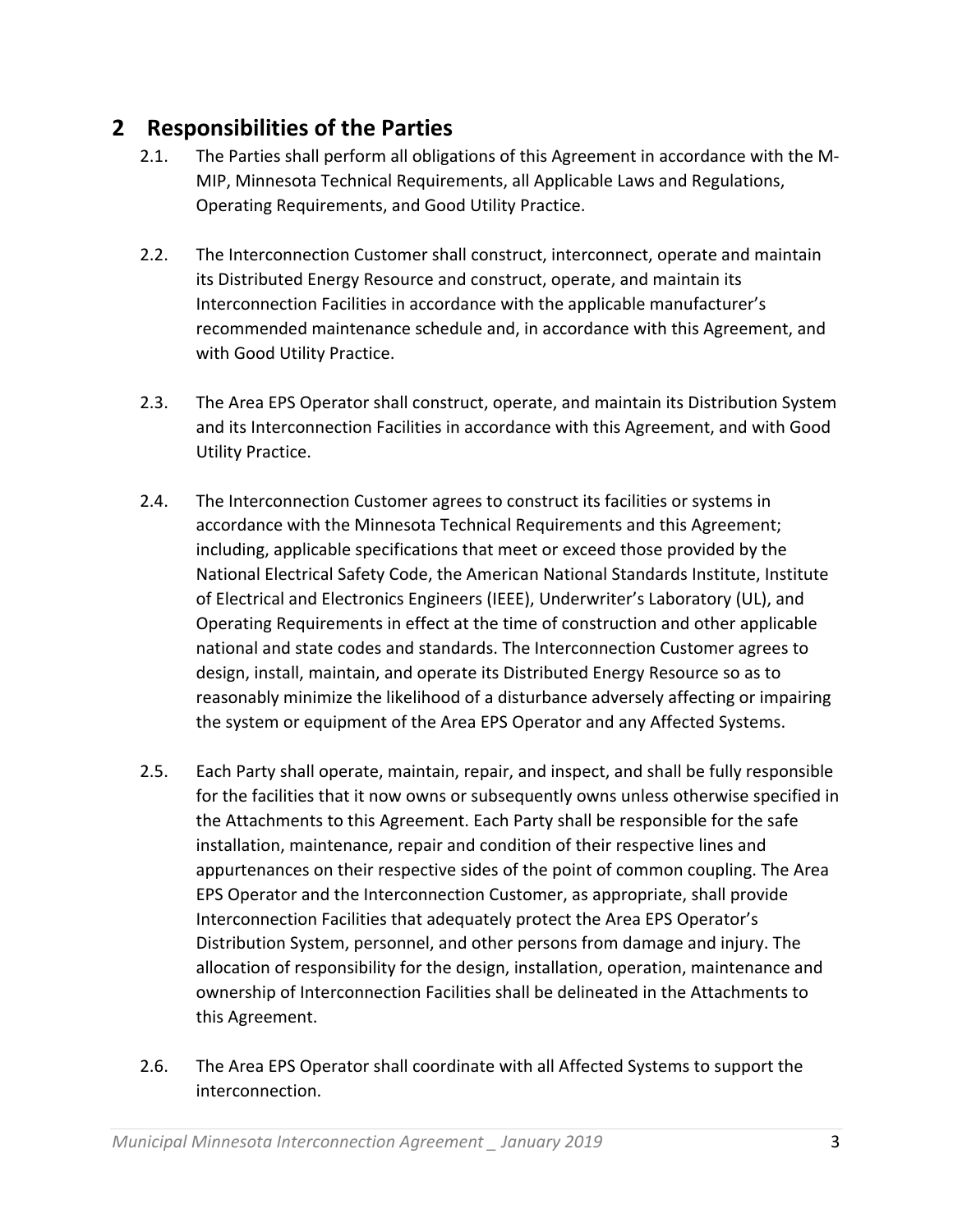## 2 Responsibilities of the Parties

2.1. The Parties shall perform all obligations of this Agreement in accordance with the M-MIP, Minnesota Technical Requirements, all Applicable Laws and Regulations, Operating Requirements, and Good Utility Practice.

2.2. The Interconnection Customer shall construct, interconnect, operate and maintain its Distributed Energy Resource and construct, operate, and maintain its Interconnection Facilities in accordance with the applicable manufacturer's recommended maintenance schedule and, in accordance with this Agreement, and with Good Utility Practice.

2.3. The Area EPS Operator shall construct, operate, and maintain its Distribution System and its Interconnection Facilities in accordance with this Agreement, and with Good Utility Practice.

2.4. The Interconnection Customer agrees to construct its facilities or systems in accordance with the Minnesota Technical Requirements and this Agreement; including, applicable specifications that meet or exceed those provided by the National Electrical Safety Code, the American National Standards Institute, Institute of Electrical and Electronics Engineers (IEEE), Underwriter's Laboratory (UL), and Operating Requirements in effect at the time of construction and other applicable national and state codes and standards. The Interconnection Customer agrees to design, install, maintain, and operate its Distributed Energy Resource so as to reasonably minimize the likelihood of a disturbance adversely affecting or impairing the system or equipment of the Area EPS Operator and any Affected Systems.

2.5. Each Party shall operate, maintain, repair, and inspect, and shall be fully responsible for the facilities that it now owns or subsequently owns unless otherwise specified in the Attachments to this Agreement. Each Party shall be responsible for the safe installation, maintenance, repair and condition of their respective lines and appurtenances on their respective sides of the point of common coupling. The Area EPS Operator and the Interconnection Customer, as appropriate, shall provide Interconnection Facilities that adequately protect the Area EPS Operator's Distribution System, personnel, and other persons from damage and injury. The allocation of responsibility for the design, installation, operation, maintenance and ownership of Interconnection Facilities shall be delineated in the Attachments to this Agreement.

2.6. The Area EPS Operator shall coordinate with all Affected Systems to support the interconnection.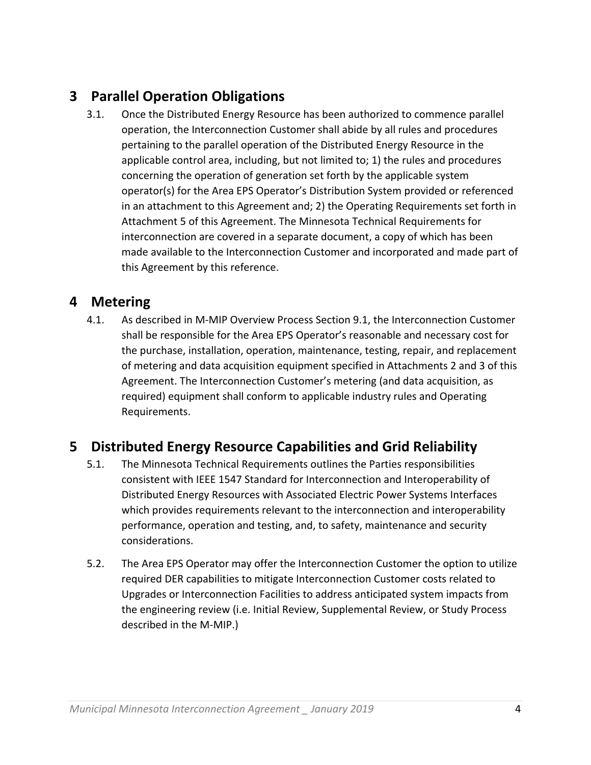## 3 Parallel Operation Obligations

3.1. Once the Distributed Energy Resource has been authorized to commence parallel operation, the Interconnection Customer shall abide by all rules and procedures pertaining to the parallel operation of the Distributed Energy Resource in the applicable control area, including, but not limited to; 1) the rules and procedures concerning the operation of generation set forth by the applicable system operator(s) for the Area EPS Operator's Distribution System provided or referenced in an attachment to this Agreement and; 2) the Operating Requirements set forth in Attachment 5 of this Agreement. The Minnesota Technical Requirements for interconnection are covered in a separate document, a copy of which has been made available to the Interconnection Customer and incorporated and made part of this Agreement by this reference.

## 4 Metering

4.1. As described in M-MIP Overview Process Section 9.1, the Interconnection Customer shall be responsible for the Area EPS Operator's reasonable and necessary cost for the purchase, installation, operation, maintenance, testing, repair, and replacement of metering and data acquisition equipment specified in Attachments 2 and 3 of this Agreement. The Interconnection Customer's metering (and data acquisition, as required) equipment shall conform to applicable industry rules and Operating Requirements.

## 5 Distributed Energy Resource Capabilities and Grid Reliability

5.1. The Minnesota Technical Requirements outlines the Parties responsibilities consistent with IEEE 1547 Standard for Interconnection and Interoperability of Distributed Energy Resources with Associated Electric Power Systems Interfaces which provides requirements relevant to the interconnection and interoperability performance, operation and testing, and, to safety, maintenance and security considerations.

5.2. The Area EPS Operator may offer the Interconnection Customer the option to utilize required DER capabilities to mitigate Interconnection Customer costs related to Upgrades or Interconnection Facilities to address anticipated system impacts from the engineering review (i.e. Initial Review, Supplemental Review, or Study Process described in the M-MIP.)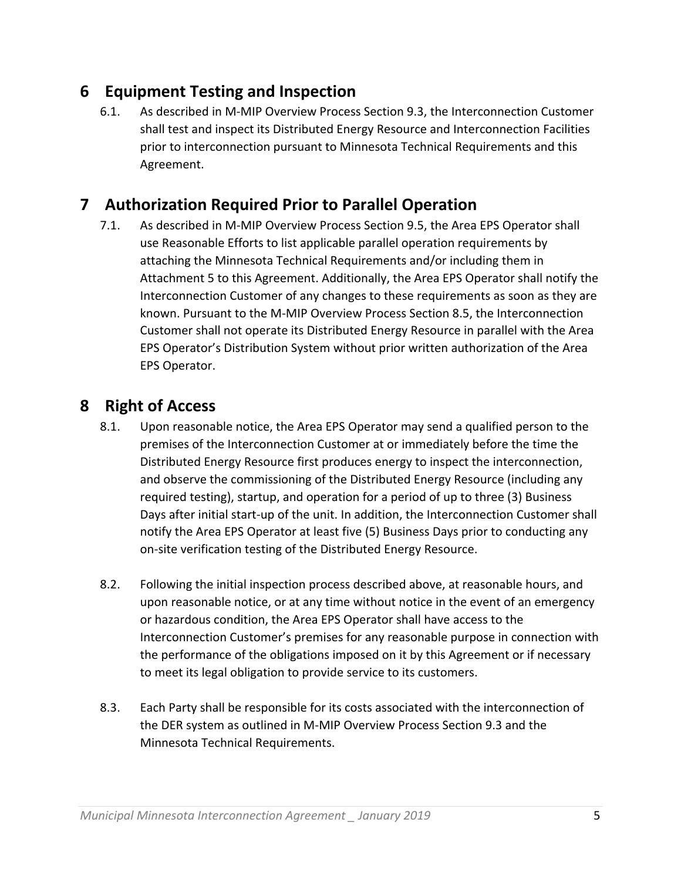## 6 Equipment Testing and Inspection

6.1. As described in M-MIP Overview Process Section 9.3, the Interconnection Customer shall test and inspect its Distributed Energy Resource and Interconnection Facilities prior to interconnection pursuant to Minnesota Technical Requirements and this Agreement.

## 7 Authorization Required Prior to Parallel Operation

7.1. As described in M-MIP Overview Process Section 9.5, the Area EPS Operator shall use Reasonable Efforts to list applicable parallel operation requirements by attaching the Minnesota Technical Requirements and/or including them in Attachment 5 to this Agreement. Additionally, the Area EPS Operator shall notify the Interconnection Customer of any changes to these requirements as soon as they are known. Pursuant to the M-MIP Overview Process Section 8.5, the Interconnection Customer shall not operate its Distributed Energy Resource in parallel with the Area EPS Operator's Distribution System without prior written authorization of the Area EPS Operator.

## 8 Right of Access

8.1. Upon reasonable notice, the Area EPS Operator may send a qualified person to the premises of the Interconnection Customer at or immediately before the time the Distributed Energy Resource first produces energy to inspect the interconnection, and observe the commissioning of the Distributed Energy Resource (including any required testing), startup, and operation for a period of up to three (3) Business Days after initial start-up of the unit. In addition, the Interconnection Customer shall notify the Area EPS Operator at least five (5) Business Days prior to conducting any on-site verification testing of the Distributed Energy Resource.

8.2. Following the initial inspection process described above, at reasonable hours, and upon reasonable notice, or at any time without notice in the event of an emergency or hazardous condition, the Area EPS Operator shall have access to the Interconnection Customer's premises for any reasonable purpose in connection with the performance of the obligations imposed on it by this Agreement or if necessary to meet its legal obligation to provide service to its customers.

8.3. Each Party shall be responsible for its costs associated with the interconnection of the DER system as outlined in M-MIP Overview Process Section 9.3 and the Minnesota Technical Requirements.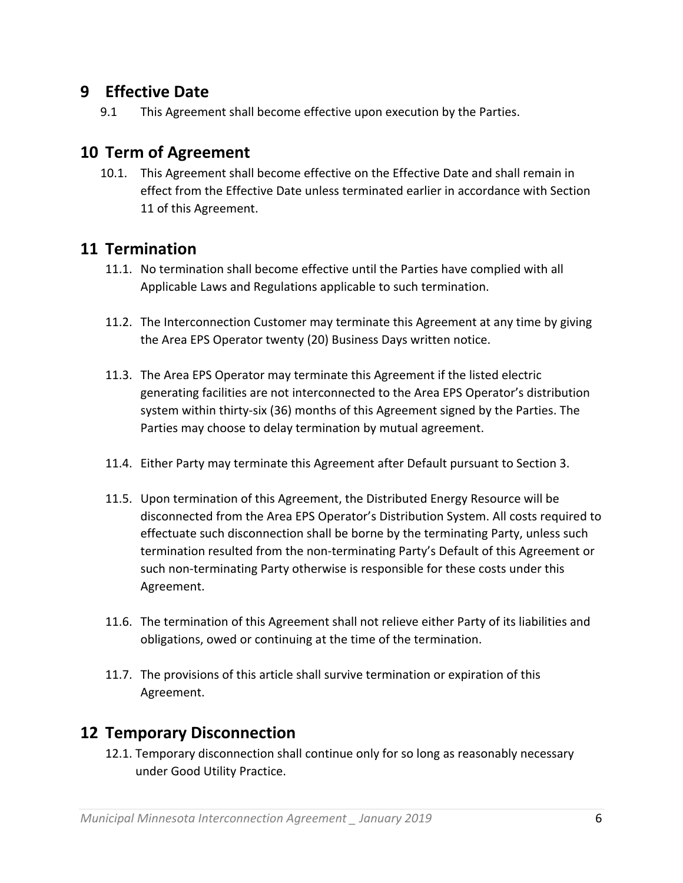## 9 Effective Date

9.1 This Agreement shall become effective upon execution by the Parties.

## 10 Term of Agreement

10.1. This Agreement shall become effective on the Effective Date and shall remain in effect from the Effective Date unless terminated earlier in accordance with Section 11 of this Agreement.

## 11 Termination

11.1. No termination shall become effective until the Parties have complied with all Applicable Laws and Regulations applicable to such termination.

11.2. The Interconnection Customer may terminate this Agreement at any time by giving the Area EPS Operator twenty (20) Business Days written notice.

11.3. The Area EPS Operator may terminate this Agreement if the listed electric generating facilities are not interconnected to the Area EPS Operator's distribution system within thirty-six (36) months of this Agreement signed by the Parties. The Parties may choose to delay termination by mutual agreement.

11.4. Either Party may terminate this Agreement after Default pursuant to Section 3.

11.5. Upon termination of this Agreement, the Distributed Energy Resource will be disconnected from the Area EPS Operator's Distribution System. All costs required to effectuate such disconnection shall be borne by the terminating Party, unless such termination resulted from the non-terminating Party's Default of this Agreement or such non-terminating Party otherwise is responsible for these costs under this Agreement.

11.6. The termination of this Agreement shall not relieve either Party of its liabilities and obligations, owed or continuing at the time of the termination.

11.7. The provisions of this article shall survive termination or expiration of this Agreement.

## 12 Temporary Disconnection

12.1. Temporary disconnection shall continue only for so long as reasonably necessary under Good Utility Practice.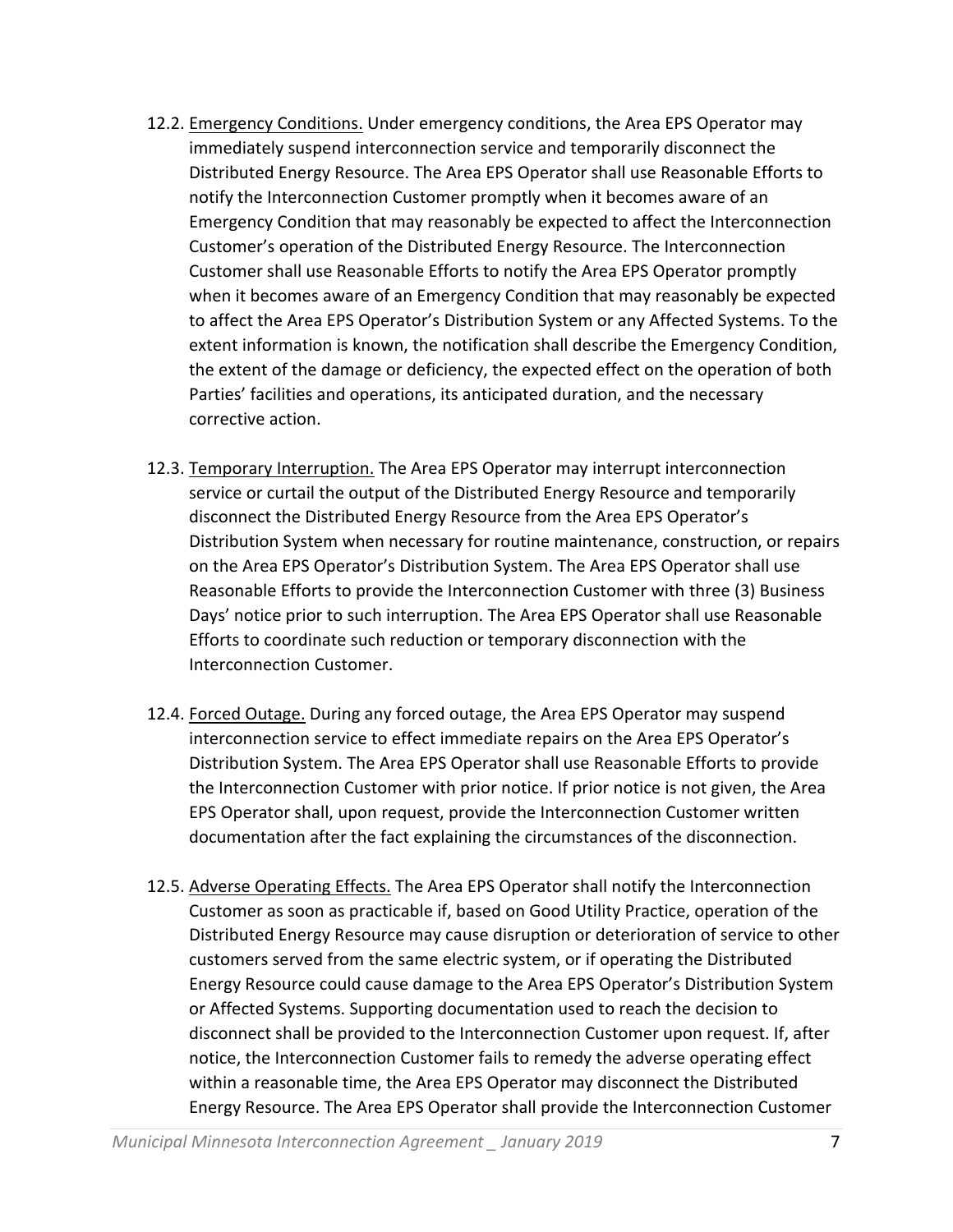12.2. <u>Emergency Conditions.</u> Under emergency conditions, the Area EPS Operator may immediately suspend interconnection service and temporarily disconnect the Distributed Energy Resource. The Area EPS Operator shall use Reasonable Efforts to notify the Interconnection Customer promptly when it becomes aware of an Emergency Condition that may reasonably be expected to affect the Interconnection Customer's operation of the Distributed Energy Resource. The Interconnection Customer shall use Reasonable Efforts to notify the Area EPS Operator promptly when it becomes aware of an Emergency Condition that may reasonably be expected to affect the Area EPS Operator's Distribution System or any Affected Systems. To the extent information is known, the notification shall describe the Emergency Condition, the extent of the damage or deficiency, the expected effect on the operation of both Parties' facilities and operations, its anticipated duration, and the necessary corrective action.

12.3. <u>Temporary Interruption.</u> The Area EPS Operator may interrupt interconnection service or curtail the output of the Distributed Energy Resource and temporarily disconnect the Distributed Energy Resource from the Area EPS Operator's Distribution System when necessary for routine maintenance, construction, or repairs on the Area EPS Operator's Distribution System. The Area EPS Operator shall use Reasonable Efforts to provide the Interconnection Customer with three (3) Business Days' notice prior to such interruption. The Area EPS Operator shall use Reasonable Efforts to coordinate such reduction or temporary disconnection with the Interconnection Customer.

12.4. <u>Forced Outage.</u> During any forced outage, the Area EPS Operator may suspend interconnection service to effect immediate repairs on the Area EPS Operator's Distribution System. The Area EPS Operator shall use Reasonable Efforts to provide the Interconnection Customer with prior notice. If prior notice is not given, the Area EPS Operator shall, upon request, provide the Interconnection Customer written documentation after the fact explaining the circumstances of the disconnection.

12.5. <u>Adverse Operating Effects.</u> The Area EPS Operator shall notify the Interconnection Customer as soon as practicable if, based on Good Utility Practice, operation of the Distributed Energy Resource may cause disruption or deterioration of service to other customers served from the same electric system, or if operating the Distributed Energy Resource could cause damage to the Area EPS Operator's Distribution System or Affected Systems. Supporting documentation used to reach the decision to disconnect shall be provided to the Interconnection Customer upon request. If, after notice, the Interconnection Customer fails to remedy the adverse operating effect within a reasonable time, the Area EPS Operator may disconnect the Distributed Energy Resource. The Area EPS Operator shall provide the Interconnection Customer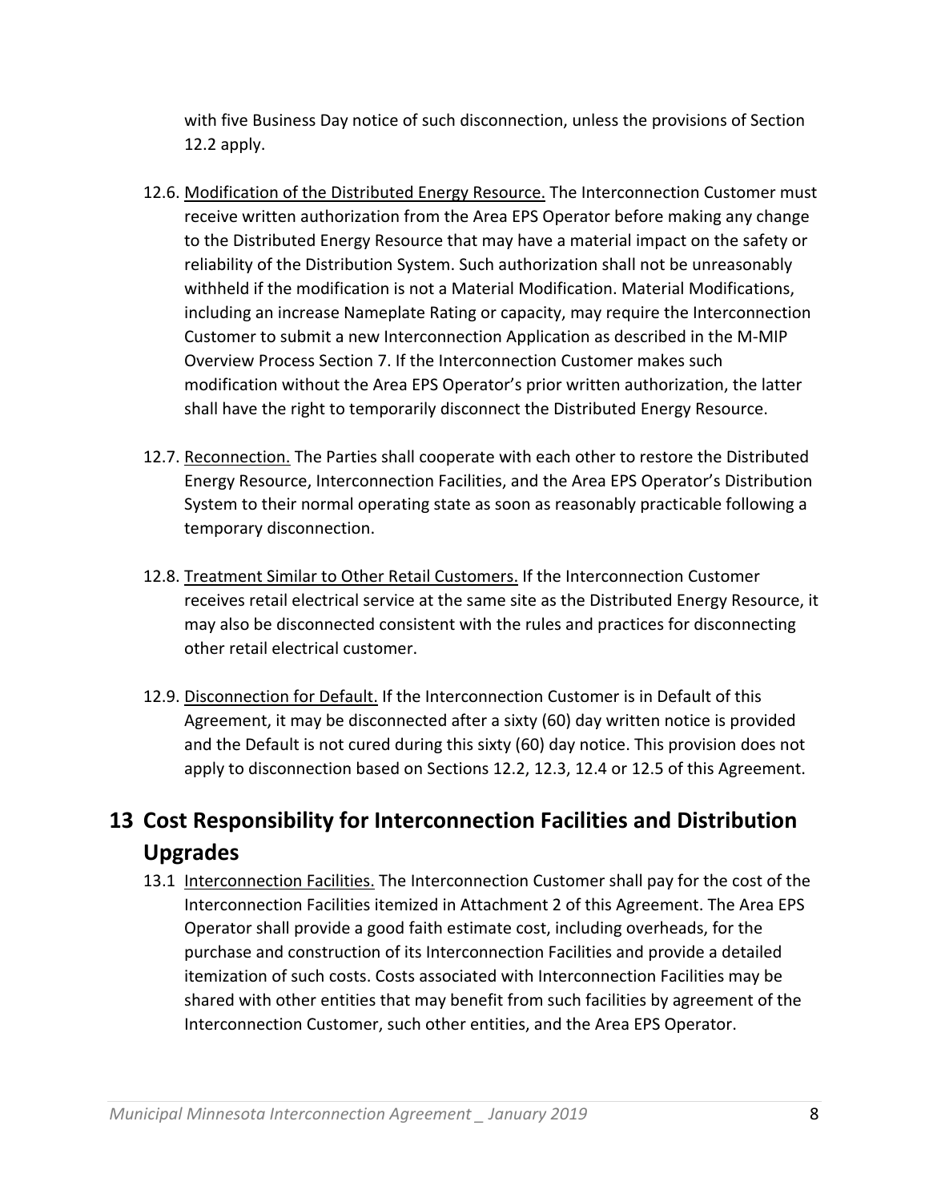with five Business Day notice of such disconnection, unless the provisions of Section 12.2 apply.

12.6. Modification of the Distributed Energy Resource. The Interconnection Customer must receive written authorization from the Area EPS Operator before making any change to the Distributed Energy Resource that may have a material impact on the safety or reliability of the Distribution System. Such authorization shall not be unreasonably withheld if the modification is not a Material Modification. Material Modifications, including an increase Nameplate Rating or capacity, may require the Interconnection Customer to submit a new Interconnection Application as described in the M-MIP Overview Process Section 7. If the Interconnection Customer makes such modification without the Area EPS Operator's prior written authorization, the latter shall have the right to temporarily disconnect the Distributed Energy Resource.

12.7. Reconnection. The Parties shall cooperate with each other to restore the Distributed Energy Resource, Interconnection Facilities, and the Area EPS Operator's Distribution System to their normal operating state as soon as reasonably practicable following a temporary disconnection.

12.8. Treatment Similar to Other Retail Customers. If the Interconnection Customer receives retail electrical service at the same site as the Distributed Energy Resource, it may also be disconnected consistent with the rules and practices for disconnecting other retail electrical customer.

12.9. Disconnection for Default. If the Interconnection Customer is in Default of this Agreement, it may be disconnected after a sixty (60) day written notice is provided and the Default is not cured during this sixty (60) day notice. This provision does not apply to disconnection based on Sections 12.2, 12.3, 12.4 or 12.5 of this Agreement.

# 13 Cost Responsibility for Interconnection Facilities and Distribution Upgrades

13.1 Interconnection Facilities. The Interconnection Customer shall pay for the cost of the Interconnection Facilities itemized in Attachment 2 of this Agreement. The Area EPS Operator shall provide a good faith estimate cost, including overheads, for the purchase and construction of its Interconnection Facilities and provide a detailed itemization of such costs. Costs associated with Interconnection Facilities may be shared with other entities that may benefit from such facilities by agreement of the Interconnection Customer, such other entities, and the Area EPS Operator.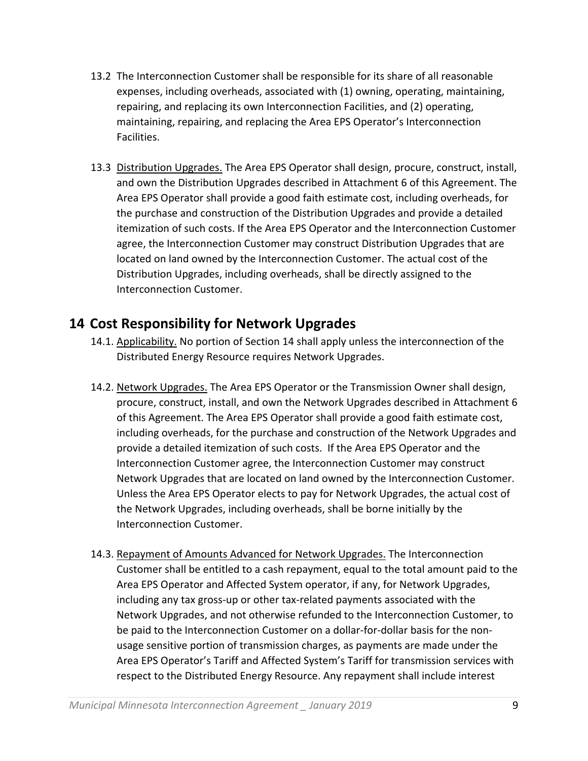13.2 The Interconnection Customer shall be responsible for its share of all reasonable expenses, including overheads, associated with (1) owning, operating, maintaining, repairing, and replacing its own Interconnection Facilities, and (2) operating, maintaining, repairing, and replacing the Area EPS Operator's Interconnection Facilities.

13.3 Distribution Upgrades. The Area EPS Operator shall design, procure, construct, install, and own the Distribution Upgrades described in Attachment 6 of this Agreement. The Area EPS Operator shall provide a good faith estimate cost, including overheads, for the purchase and construction of the Distribution Upgrades and provide a detailed itemization of such costs. If the Area EPS Operator and the Interconnection Customer agree, the Interconnection Customer may construct Distribution Upgrades that are located on land owned by the Interconnection Customer. The actual cost of the Distribution Upgrades, including overheads, shall be directly assigned to the Interconnection Customer.

# 14 Cost Responsibility for Network Upgrades

14.1. Applicability. No portion of Section 14 shall apply unless the interconnection of the Distributed Energy Resource requires Network Upgrades.

14.2. Network Upgrades. The Area EPS Operator or the Transmission Owner shall design, procure, construct, install, and own the Network Upgrades described in Attachment 6 of this Agreement. The Area EPS Operator shall provide a good faith estimate cost, including overheads, for the purchase and construction of the Network Upgrades and provide a detailed itemization of such costs. If the Area EPS Operator and the Interconnection Customer agree, the Interconnection Customer may construct Network Upgrades that are located on land owned by the Interconnection Customer. Unless the Area EPS Operator elects to pay for Network Upgrades, the actual cost of the Network Upgrades, including overheads, shall be borne initially by the Interconnection Customer.

14.3. Repayment of Amounts Advanced for Network Upgrades. The Interconnection Customer shall be entitled to a cash repayment, equal to the total amount paid to the Area EPS Operator and Affected System operator, if any, for Network Upgrades, including any tax gross-up or other tax-related payments associated with the Network Upgrades, and not otherwise refunded to the Interconnection Customer, to be paid to the Interconnection Customer on a dollar-for-dollar basis for the non-usage sensitive portion of transmission charges, as payments are made under the Area EPS Operator's Tariff and Affected System's Tariff for transmission services with respect to the Distributed Energy Resource. Any repayment shall include interest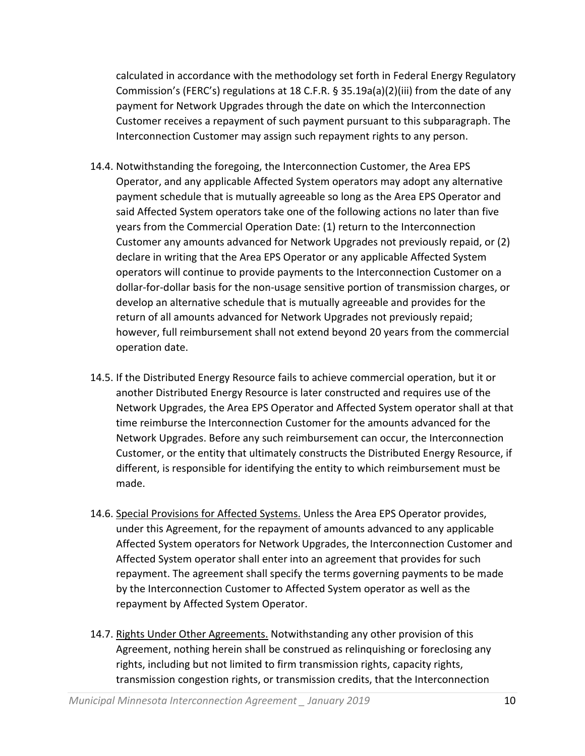calculated in accordance with the methodology set forth in Federal Energy Regulatory Commission's (FERC's) regulations at 18 C.F.R. § 35.19a(a)(2)(iii) from the date of any payment for Network Upgrades through the date on which the Interconnection Customer receives a repayment of such payment pursuant to this subparagraph. The Interconnection Customer may assign such repayment rights to any person.

14.4. Notwithstanding the foregoing, the Interconnection Customer, the Area EPS Operator, and any applicable Affected System operators may adopt any alternative payment schedule that is mutually agreeable so long as the Area EPS Operator and said Affected System operators take one of the following actions no later than five years from the Commercial Operation Date: (1) return to the Interconnection Customer any amounts advanced for Network Upgrades not previously repaid, or (2) declare in writing that the Area EPS Operator or any applicable Affected System operators will continue to provide payments to the Interconnection Customer on a dollar-for-dollar basis for the non-usage sensitive portion of transmission charges, or develop an alternative schedule that is mutually agreeable and provides for the return of all amounts advanced for Network Upgrades not previously repaid; however, full reimbursement shall not extend beyond 20 years from the commercial operation date.

14.5. If the Distributed Energy Resource fails to achieve commercial operation, but it or another Distributed Energy Resource is later constructed and requires use of the Network Upgrades, the Area EPS Operator and Affected System operator shall at that time reimburse the Interconnection Customer for the amounts advanced for the Network Upgrades. Before any such reimbursement can occur, the Interconnection Customer, or the entity that ultimately constructs the Distributed Energy Resource, if different, is responsible for identifying the entity to which reimbursement must be made.

14.6. Special Provisions for Affected Systems. Unless the Area EPS Operator provides, under this Agreement, for the repayment of amounts advanced to any applicable Affected System operators for Network Upgrades, the Interconnection Customer and Affected System operator shall enter into an agreement that provides for such repayment. The agreement shall specify the terms governing payments to be made by the Interconnection Customer to Affected System operator as well as the repayment by Affected System Operator.

14.7. Rights Under Other Agreements. Notwithstanding any other provision of this Agreement, nothing herein shall be construed as relinquishing or foreclosing any rights, including but not limited to firm transmission rights, capacity rights, transmission congestion rights, or transmission credits, that the Interconnection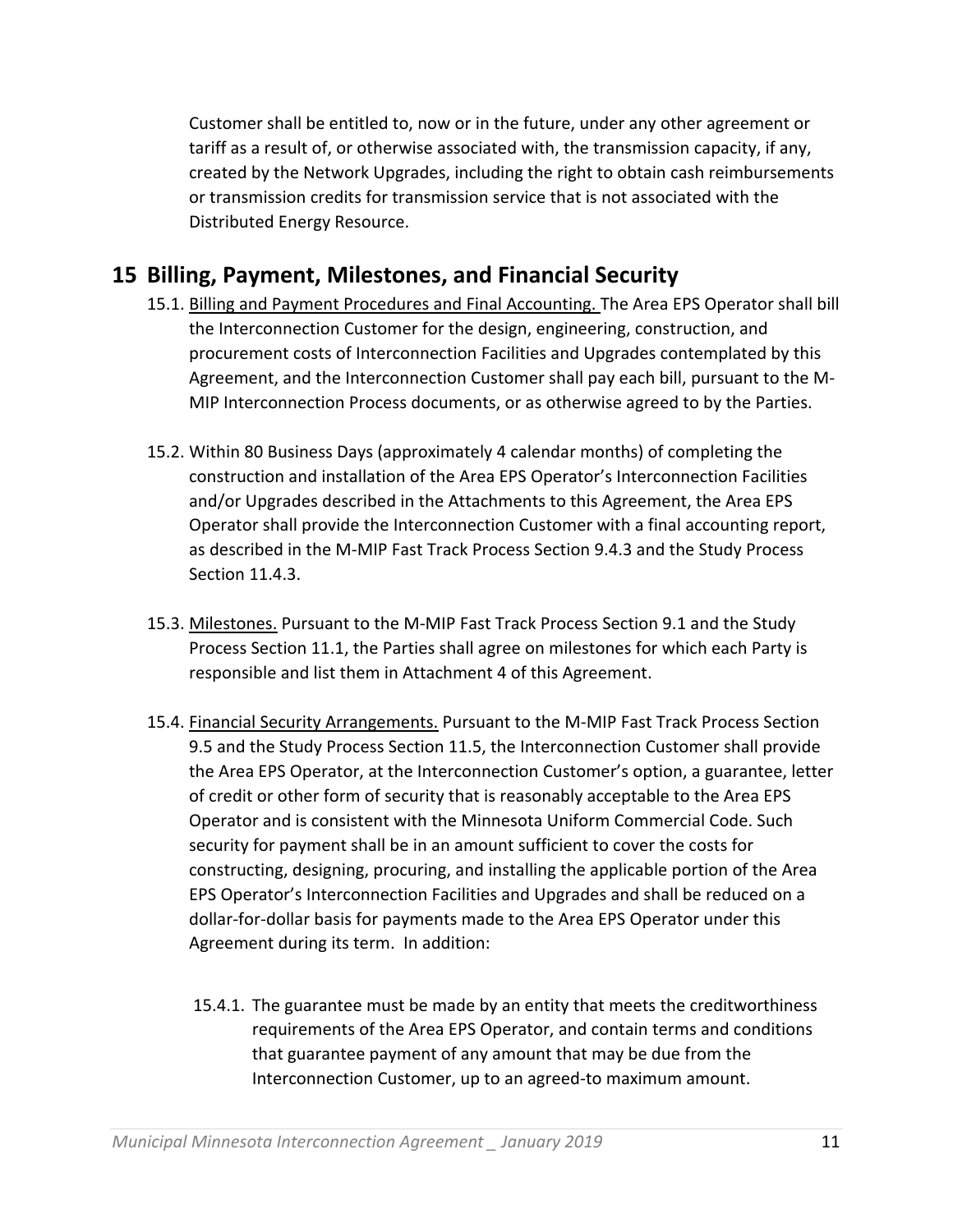Customer shall be entitled to, now or in the future, under any other agreement or tariff as a result of, or otherwise associated with, the transmission capacity, if any, created by the Network Upgrades, including the right to obtain cash reimbursements or transmission credits for transmission service that is not associated with the Distributed Energy Resource.

# 15 Billing, Payment, Milestones, and Financial Security

15.1. Billing and Payment Procedures and Final Accounting. The Area EPS Operator shall bill the Interconnection Customer for the design, engineering, construction, and procurement costs of Interconnection Facilities and Upgrades contemplated by this Agreement, and the Interconnection Customer shall pay each bill, pursuant to the M-MIP Interconnection Process documents, or as otherwise agreed to by the Parties.

15.2. Within 80 Business Days (approximately 4 calendar months) of completing the construction and installation of the Area EPS Operator's Interconnection Facilities and/or Upgrades described in the Attachments to this Agreement, the Area EPS Operator shall provide the Interconnection Customer with a final accounting report, as described in the M-MIP Fast Track Process Section 9.4.3 and the Study Process Section 11.4.3.

15.3. Milestones. Pursuant to the M-MIP Fast Track Process Section 9.1 and the Study Process Section 11.1, the Parties shall agree on milestones for which each Party is responsible and list them in Attachment 4 of this Agreement.

15.4. Financial Security Arrangements. Pursuant to the M-MIP Fast Track Process Section 9.5 and the Study Process Section 11.5, the Interconnection Customer shall provide the Area EPS Operator, at the Interconnection Customer's option, a guarantee, letter of credit or other form of security that is reasonably acceptable to the Area EPS Operator and is consistent with the Minnesota Uniform Commercial Code. Such security for payment shall be in an amount sufficient to cover the costs for constructing, designing, procuring, and installing the applicable portion of the Area EPS Operator's Interconnection Facilities and Upgrades and shall be reduced on a dollar-for-dollar basis for payments made to the Area EPS Operator under this Agreement during its term. In addition:

15.4.1. The guarantee must be made by an entity that meets the creditworthiness requirements of the Area EPS Operator, and contain terms and conditions that guarantee payment of any amount that may be due from the Interconnection Customer, up to an agreed-to maximum amount.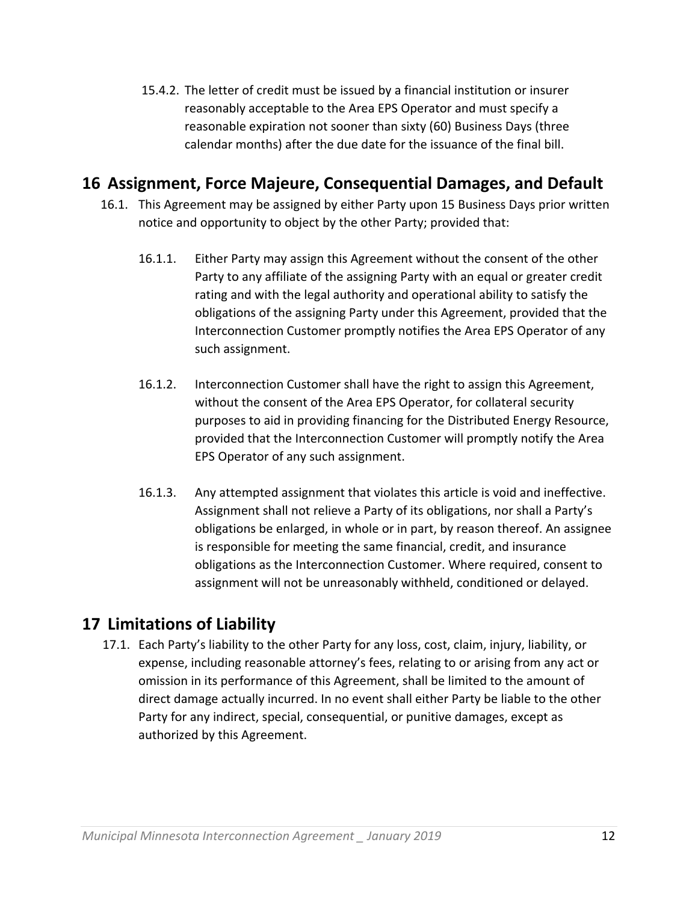15.4.2. The letter of credit must be issued by a financial institution or insurer reasonably acceptable to the Area EPS Operator and must specify a reasonable expiration not sooner than sixty (60) Business Days (three calendar months) after the due date for the issuance of the final bill.

# 16 Assignment, Force Majeure, Consequential Damages, and Default

16.1. This Agreement may be assigned by either Party upon 15 Business Days prior written notice and opportunity to object by the other Party; provided that:

16.1.1. Either Party may assign this Agreement without the consent of the other Party to any affiliate of the assigning Party with an equal or greater credit rating and with the legal authority and operational ability to satisfy the obligations of the assigning Party under this Agreement, provided that the Interconnection Customer promptly notifies the Area EPS Operator of any such assignment.

16.1.2. Interconnection Customer shall have the right to assign this Agreement, without the consent of the Area EPS Operator, for collateral security purposes to aid in providing financing for the Distributed Energy Resource, provided that the Interconnection Customer will promptly notify the Area EPS Operator of any such assignment.

16.1.3. Any attempted assignment that violates this article is void and ineffective. Assignment shall not relieve a Party of its obligations, nor shall a Party's obligations be enlarged, in whole or in part, by reason thereof. An assignee is responsible for meeting the same financial, credit, and insurance obligations as the Interconnection Customer. Where required, consent to assignment will not be unreasonably withheld, conditioned or delayed.

# 17 Limitations of Liability

17.1. Each Party's liability to the other Party for any loss, cost, claim, injury, liability, or expense, including reasonable attorney's fees, relating to or arising from any act or omission in its performance of this Agreement, shall be limited to the amount of direct damage actually incurred. In no event shall either Party be liable to the other Party for any indirect, special, consequential, or punitive damages, except as authorized by this Agreement.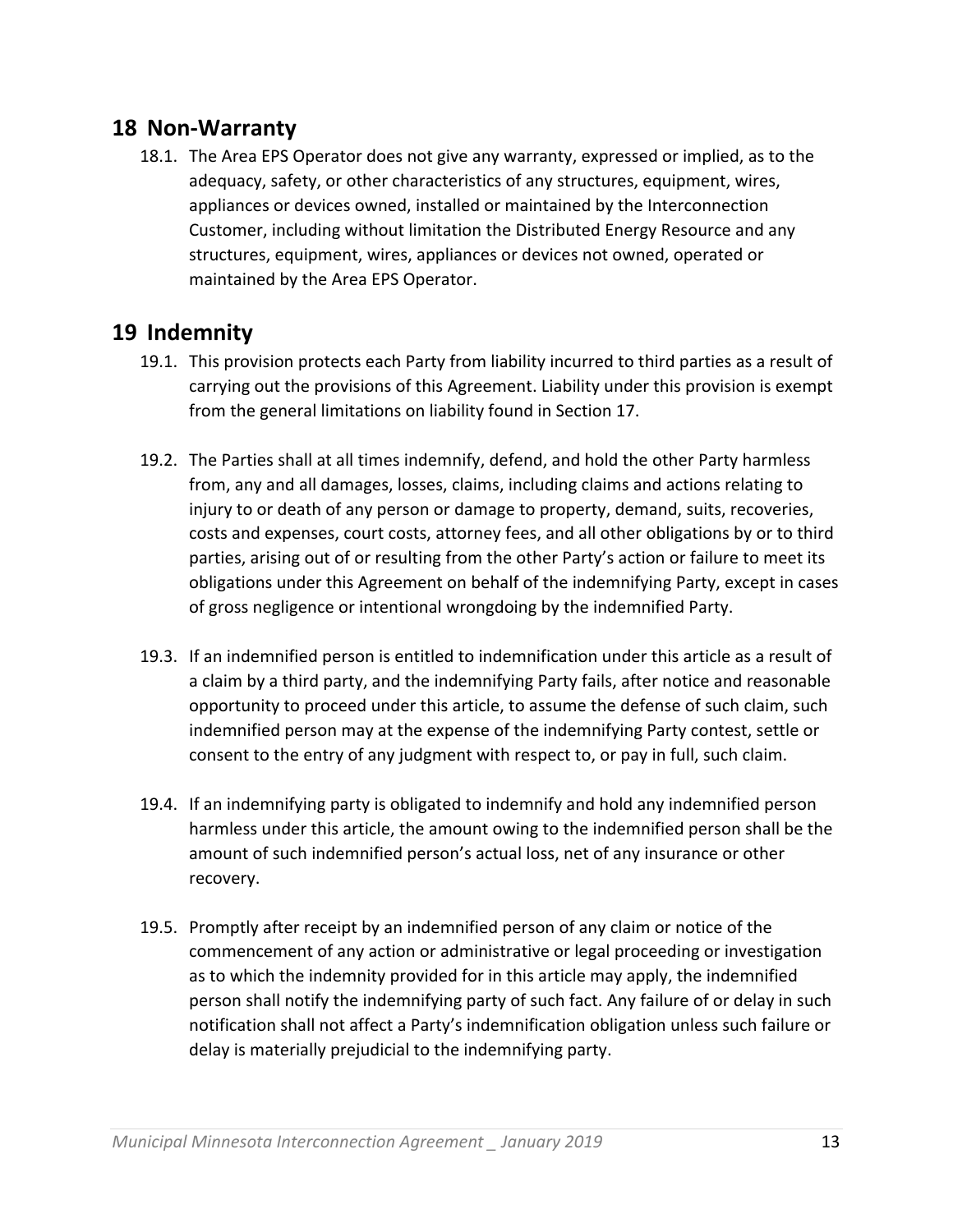## 18 Non-Warranty

18.1. The Area EPS Operator does not give any warranty, expressed or implied, as to the adequacy, safety, or other characteristics of any structures, equipment, wires, appliances or devices owned, installed or maintained by the Interconnection Customer, including without limitation the Distributed Energy Resource and any structures, equipment, wires, appliances or devices not owned, operated or maintained by the Area EPS Operator.

## 19 Indemnity

19.1. This provision protects each Party from liability incurred to third parties as a result of carrying out the provisions of this Agreement. Liability under this provision is exempt from the general limitations on liability found in Section 17.

19.2. The Parties shall at all times indemnify, defend, and hold the other Party harmless from, any and all damages, losses, claims, including claims and actions relating to injury to or death of any person or damage to property, demand, suits, recoveries, costs and expenses, court costs, attorney fees, and all other obligations by or to third parties, arising out of or resulting from the other Party's action or failure to meet its obligations under this Agreement on behalf of the indemnifying Party, except in cases of gross negligence or intentional wrongdoing by the indemnified Party.

19.3. If an indemnified person is entitled to indemnification under this article as a result of a claim by a third party, and the indemnifying Party fails, after notice and reasonable opportunity to proceed under this article, to assume the defense of such claim, such indemnified person may at the expense of the indemnifying Party contest, settle or consent to the entry of any judgment with respect to, or pay in full, such claim.

19.4. If an indemnifying party is obligated to indemnify and hold any indemnified person harmless under this article, the amount owing to the indemnified person shall be the amount of such indemnified person's actual loss, net of any insurance or other recovery.

19.5. Promptly after receipt by an indemnified person of any claim or notice of the commencement of any action or administrative or legal proceeding or investigation as to which the indemnity provided for in this article may apply, the indemnified person shall notify the indemnifying party of such fact. Any failure of or delay in such notification shall not affect a Party's indemnification obligation unless such failure or delay is materially prejudicial to the indemnifying party.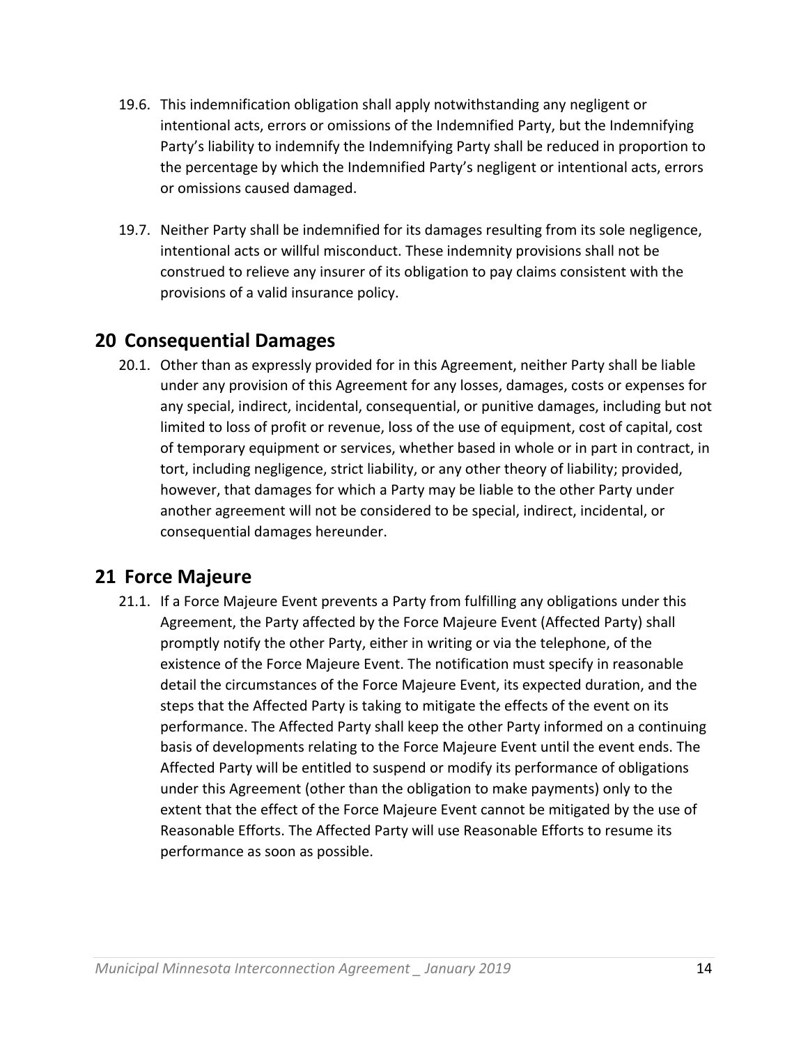19.6. This indemnification obligation shall apply notwithstanding any negligent or intentional acts, errors or omissions of the Indemnified Party, but the Indemnifying Party's liability to indemnify the Indemnifying Party shall be reduced in proportion to the percentage by which the Indemnified Party's negligent or intentional acts, errors or omissions caused damaged.

19.7. Neither Party shall be indemnified for its damages resulting from its sole negligence, intentional acts or willful misconduct. These indemnity provisions shall not be construed to relieve any insurer of its obligation to pay claims consistent with the provisions of a valid insurance policy.

## 20 Consequential Damages

20.1. Other than as expressly provided for in this Agreement, neither Party shall be liable under any provision of this Agreement for any losses, damages, costs or expenses for any special, indirect, incidental, consequential, or punitive damages, including but not limited to loss of profit or revenue, loss of the use of equipment, cost of capital, cost of temporary equipment or services, whether based in whole or in part in contract, in tort, including negligence, strict liability, or any other theory of liability; provided, however, that damages for which a Party may be liable to the other Party under another agreement will not be considered to be special, indirect, incidental, or consequential damages hereunder.

## 21 Force Majeure

21.1. If a Force Majeure Event prevents a Party from fulfilling any obligations under this Agreement, the Party affected by the Force Majeure Event (Affected Party) shall promptly notify the other Party, either in writing or via the telephone, of the existence of the Force Majeure Event. The notification must specify in reasonable detail the circumstances of the Force Majeure Event, its expected duration, and the steps that the Affected Party is taking to mitigate the effects of the event on its performance. The Affected Party shall keep the other Party informed on a continuing basis of developments relating to the Force Majeure Event until the event ends. The Affected Party will be entitled to suspend or modify its performance of obligations under this Agreement (other than the obligation to make payments) only to the extent that the effect of the Force Majeure Event cannot be mitigated by the use of Reasonable Efforts. The Affected Party will use Reasonable Efforts to resume its performance as soon as possible.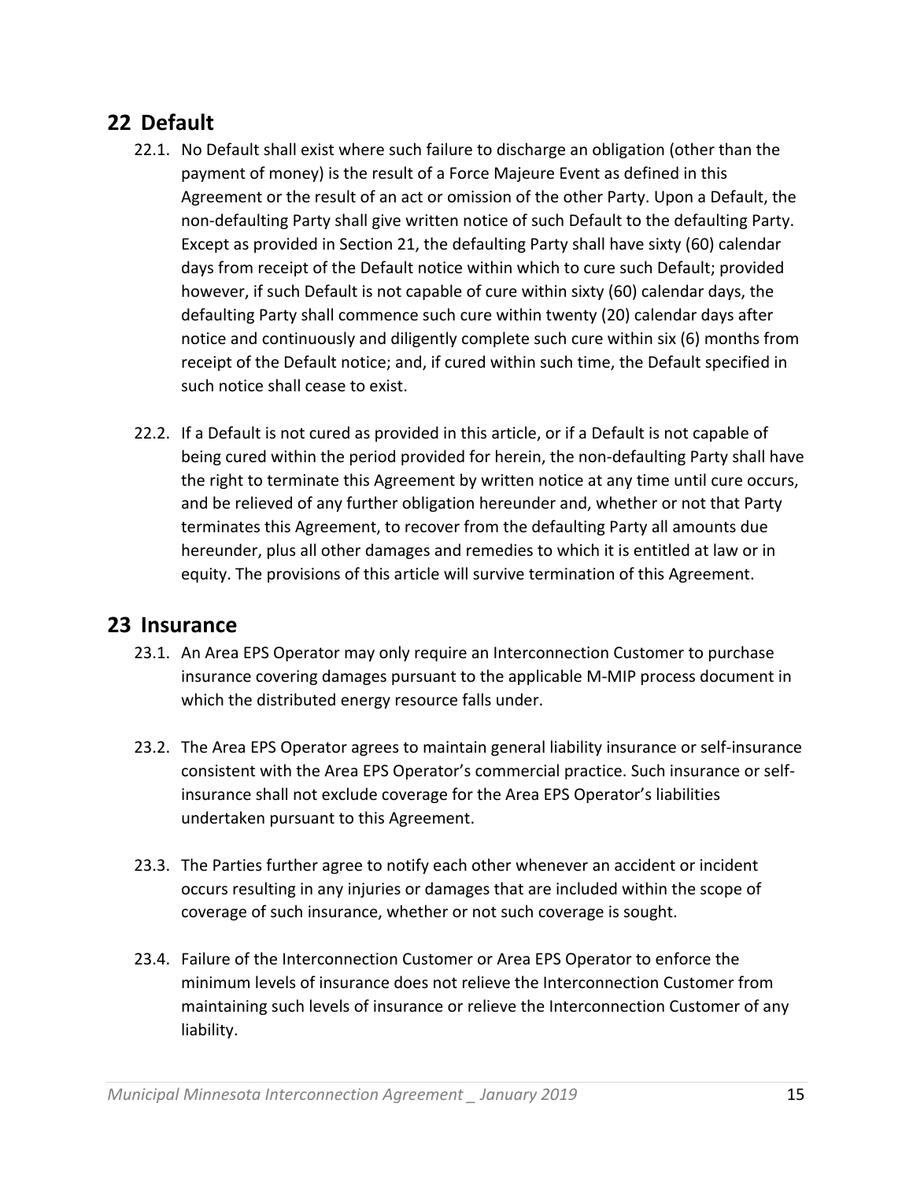## 22 Default

22.1. No Default shall exist where such failure to discharge an obligation (other than the payment of money) is the result of a Force Majeure Event as defined in this Agreement or the result of an act or omission of the other Party. Upon a Default, the non-defaulting Party shall give written notice of such Default to the defaulting Party. Except as provided in Section 21, the defaulting Party shall have sixty (60) calendar days from receipt of the Default notice within which to cure such Default; provided however, if such Default is not capable of cure within sixty (60) calendar days, the defaulting Party shall commence such cure within twenty (20) calendar days after notice and continuously and diligently complete such cure within six (6) months from receipt of the Default notice; and, if cured within such time, the Default specified in such notice shall cease to exist.

22.2. If a Default is not cured as provided in this article, or if a Default is not capable of being cured within the period provided for herein, the non-defaulting Party shall have the right to terminate this Agreement by written notice at any time until cure occurs, and be relieved of any further obligation hereunder and, whether or not that Party terminates this Agreement, to recover from the defaulting Party all amounts due hereunder, plus all other damages and remedies to which it is entitled at law or in equity. The provisions of this article will survive termination of this Agreement.

## 23 Insurance

23.1. An Area EPS Operator may only require an Interconnection Customer to purchase insurance covering damages pursuant to the applicable M-MIP process document in which the distributed energy resource falls under.

23.2. The Area EPS Operator agrees to maintain general liability insurance or self-insurance consistent with the Area EPS Operator's commercial practice. Such insurance or self-insurance shall not exclude coverage for the Area EPS Operator's liabilities undertaken pursuant to this Agreement.

23.3. The Parties further agree to notify each other whenever an accident or incident occurs resulting in any injuries or damages that are included within the scope of coverage of such insurance, whether or not such coverage is sought.

23.4. Failure of the Interconnection Customer or Area EPS Operator to enforce the minimum levels of insurance does not relieve the Interconnection Customer from maintaining such levels of insurance or relieve the Interconnection Customer of any liability.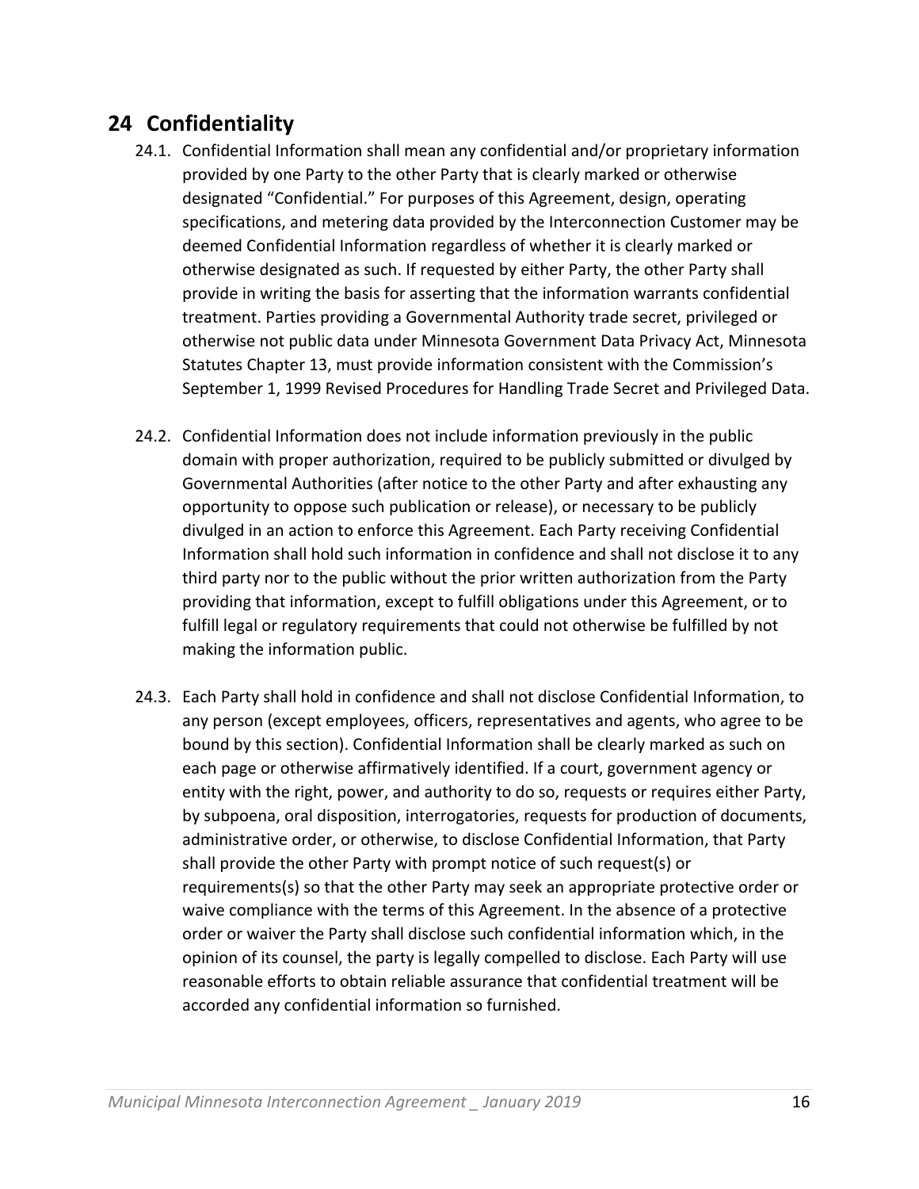## 24 Confidentiality

24.1. Confidential Information shall mean any confidential and/or proprietary information provided by one Party to the other Party that is clearly marked or otherwise designated "Confidential." For purposes of this Agreement, design, operating specifications, and metering data provided by the Interconnection Customer may be deemed Confidential Information regardless of whether it is clearly marked or otherwise designated as such. If requested by either Party, the other Party shall provide in writing the basis for asserting that the information warrants confidential treatment. Parties providing a Governmental Authority trade secret, privileged or otherwise not public data under Minnesota Government Data Privacy Act, Minnesota Statutes Chapter 13, must provide information consistent with the Commission's September 1, 1999 Revised Procedures for Handling Trade Secret and Privileged Data.

24.2. Confidential Information does not include information previously in the public domain with proper authorization, required to be publicly submitted or divulged by Governmental Authorities (after notice to the other Party and after exhausting any opportunity to oppose such publication or release), or necessary to be publicly divulged in an action to enforce this Agreement. Each Party receiving Confidential Information shall hold such information in confidence and shall not disclose it to any third party nor to the public without the prior written authorization from the Party providing that information, except to fulfill obligations under this Agreement, or to fulfill legal or regulatory requirements that could not otherwise be fulfilled by not making the information public.

24.3. Each Party shall hold in confidence and shall not disclose Confidential Information, to any person (except employees, officers, representatives and agents, who agree to be bound by this section). Confidential Information shall be clearly marked as such on each page or otherwise affirmatively identified. If a court, government agency or entity with the right, power, and authority to do so, requests or requires either Party, by subpoena, oral disposition, interrogatories, requests for production of documents, administrative order, or otherwise, to disclose Confidential Information, that Party shall provide the other Party with prompt notice of such request(s) or requirements(s) so that the other Party may seek an appropriate protective order or waive compliance with the terms of this Agreement. In the absence of a protective order or waiver the Party shall disclose such confidential information which, in the opinion of its counsel, the party is legally compelled to disclose. Each Party will use reasonable efforts to obtain reliable assurance that confidential treatment will be accorded any confidential information so furnished.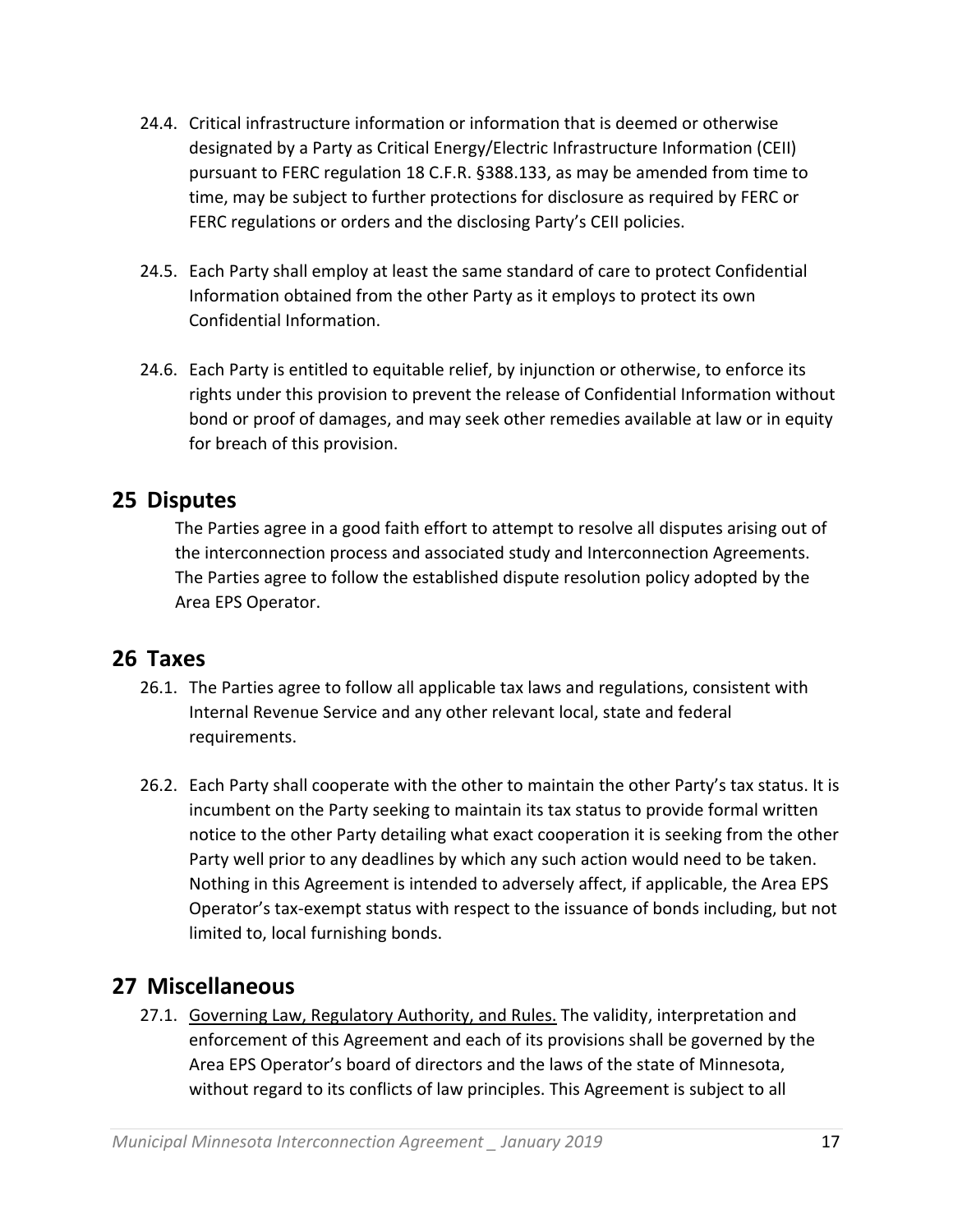24.4. Critical infrastructure information or information that is deemed or otherwise designated by a Party as Critical Energy/Electric Infrastructure Information (CEII) pursuant to FERC regulation 18 C.F.R. §388.133, as may be amended from time to time, may be subject to further protections for disclosure as required by FERC or FERC regulations or orders and the disclosing Party's CEII policies.

24.5. Each Party shall employ at least the same standard of care to protect Confidential Information obtained from the other Party as it employs to protect its own Confidential Information.

24.6. Each Party is entitled to equitable relief, by injunction or otherwise, to enforce its rights under this provision to prevent the release of Confidential Information without bond or proof of damages, and may seek other remedies available at law or in equity for breach of this provision.

## 25 Disputes

The Parties agree in a good faith effort to attempt to resolve all disputes arising out of the interconnection process and associated study and Interconnection Agreements. The Parties agree to follow the established dispute resolution policy adopted by the Area EPS Operator.

## 26 Taxes

26.1. The Parties agree to follow all applicable tax laws and regulations, consistent with Internal Revenue Service and any other relevant local, state and federal requirements.

26.2. Each Party shall cooperate with the other to maintain the other Party's tax status. It is incumbent on the Party seeking to maintain its tax status to provide formal written notice to the other Party detailing what exact cooperation it is seeking from the other Party well prior to any deadlines by which any such action would need to be taken. Nothing in this Agreement is intended to adversely affect, if applicable, the Area EPS Operator's tax-exempt status with respect to the issuance of bonds including, but not limited to, local furnishing bonds.

## 27 Miscellaneous

27.1. Governing Law, Regulatory Authority, and Rules. The validity, interpretation and enforcement of this Agreement and each of its provisions shall be governed by the Area EPS Operator's board of directors and the laws of the state of Minnesota, without regard to its conflicts of law principles. This Agreement is subject to all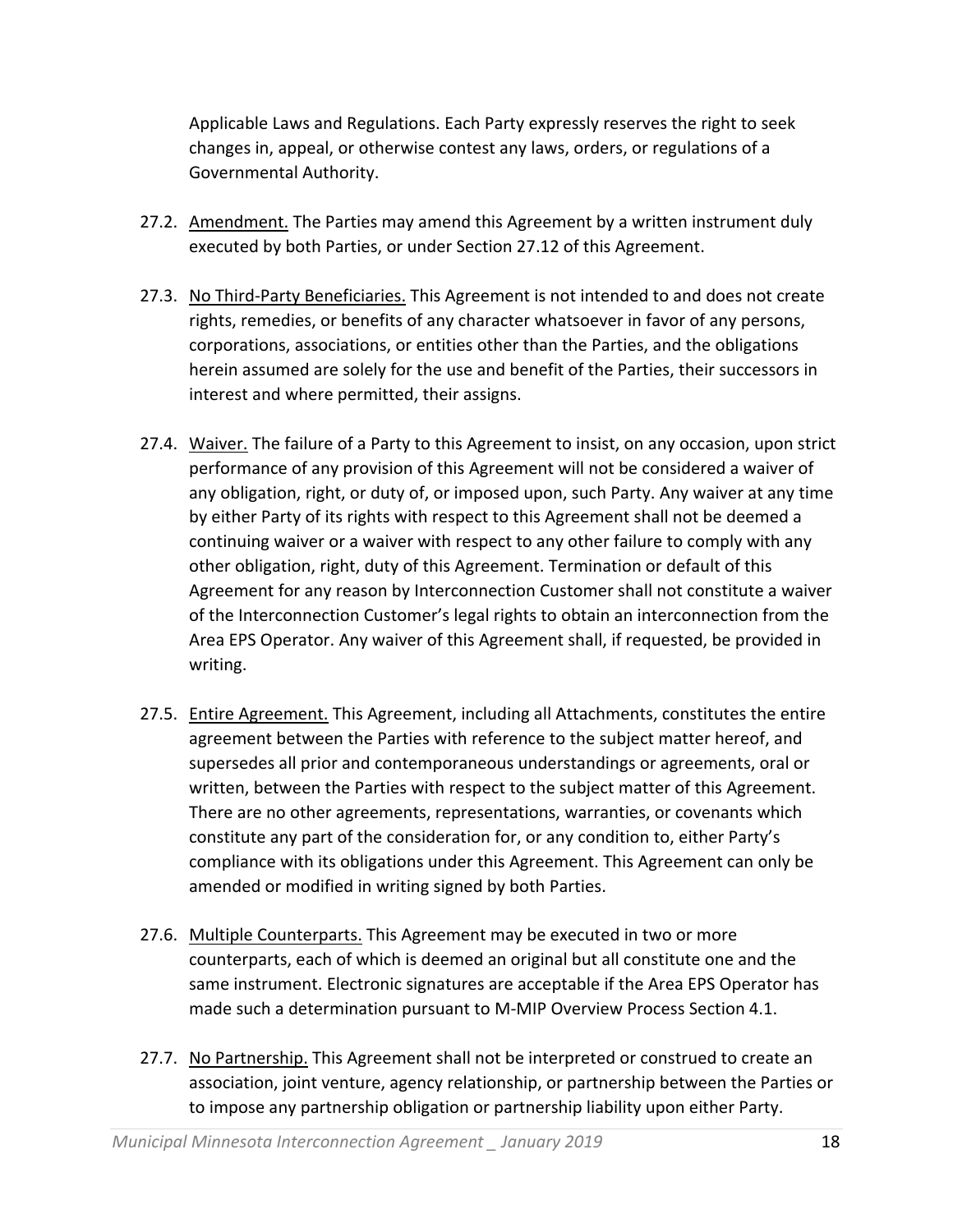Applicable Laws and Regulations. Each Party expressly reserves the right to seek changes in, appeal, or otherwise contest any laws, orders, or regulations of a Governmental Authority.

27.2. Amendment. The Parties may amend this Agreement by a written instrument duly executed by both Parties, or under Section 27.12 of this Agreement.

27.3. No Third-Party Beneficiaries. This Agreement is not intended to and does not create rights, remedies, or benefits of any character whatsoever in favor of any persons, corporations, associations, or entities other than the Parties, and the obligations herein assumed are solely for the use and benefit of the Parties, their successors in interest and where permitted, their assigns.

27.4. Waiver. The failure of a Party to this Agreement to insist, on any occasion, upon strict performance of any provision of this Agreement will not be considered a waiver of any obligation, right, or duty of, or imposed upon, such Party. Any waiver at any time by either Party of its rights with respect to this Agreement shall not be deemed a continuing waiver or a waiver with respect to any other failure to comply with any other obligation, right, duty of this Agreement. Termination or default of this Agreement for any reason by Interconnection Customer shall not constitute a waiver of the Interconnection Customer's legal rights to obtain an interconnection from the Area EPS Operator. Any waiver of this Agreement shall, if requested, be provided in writing.

27.5. Entire Agreement. This Agreement, including all Attachments, constitutes the entire agreement between the Parties with reference to the subject matter hereof, and supersedes all prior and contemporaneous understandings or agreements, oral or written, between the Parties with respect to the subject matter of this Agreement. There are no other agreements, representations, warranties, or covenants which constitute any part of the consideration for, or any condition to, either Party's compliance with its obligations under this Agreement. This Agreement can only be amended or modified in writing signed by both Parties.

27.6. Multiple Counterparts. This Agreement may be executed in two or more counterparts, each of which is deemed an original but all constitute one and the same instrument. Electronic signatures are acceptable if the Area EPS Operator has made such a determination pursuant to M-MIP Overview Process Section 4.1.

27.7. No Partnership. This Agreement shall not be interpreted or construed to create an association, joint venture, agency relationship, or partnership between the Parties or to impose any partnership obligation or partnership liability upon either Party.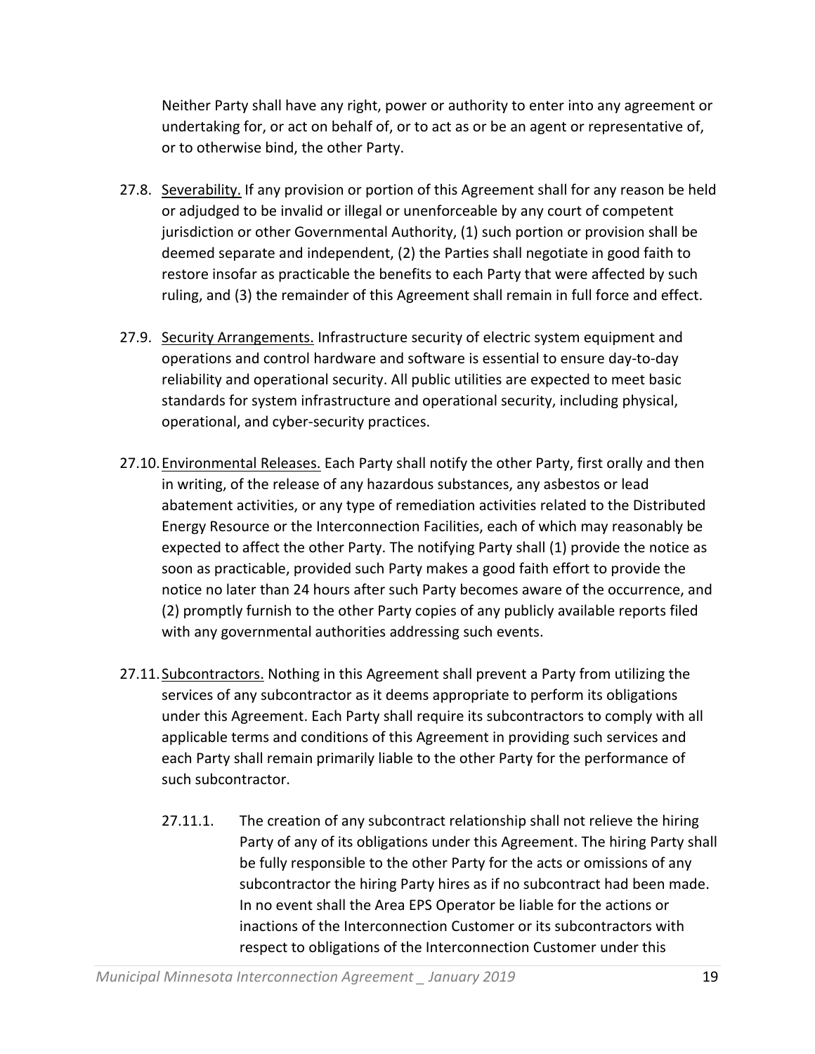Neither Party shall have any right, power or authority to enter into any agreement or undertaking for, or act on behalf of, or to act as or be an agent or representative of, or to otherwise bind, the other Party.

27.8. Severability. If any provision or portion of this Agreement shall for any reason be held or adjudged to be invalid or illegal or unenforceable by any court of competent jurisdiction or other Governmental Authority, (1) such portion or provision shall be deemed separate and independent, (2) the Parties shall negotiate in good faith to restore insofar as practicable the benefits to each Party that were affected by such ruling, and (3) the remainder of this Agreement shall remain in full force and effect.

27.9. Security Arrangements. Infrastructure security of electric system equipment and operations and control hardware and software is essential to ensure day-to-day reliability and operational security. All public utilities are expected to meet basic standards for system infrastructure and operational security, including physical, operational, and cyber-security practices.

27.10. Environmental Releases. Each Party shall notify the other Party, first orally and then in writing, of the release of any hazardous substances, any asbestos or lead abatement activities, or any type of remediation activities related to the Distributed Energy Resource or the Interconnection Facilities, each of which may reasonably be expected to affect the other Party. The notifying Party shall (1) provide the notice as soon as practicable, provided such Party makes a good faith effort to provide the notice no later than 24 hours after such Party becomes aware of the occurrence, and (2) promptly furnish to the other Party copies of any publicly available reports filed with any governmental authorities addressing such events.

27.11. Subcontractors. Nothing in this Agreement shall prevent a Party from utilizing the services of any subcontractor as it deems appropriate to perform its obligations under this Agreement. Each Party shall require its subcontractors to comply with all applicable terms and conditions of this Agreement in providing such services and each Party shall remain primarily liable to the other Party for the performance of such subcontractor.

27.11.1. The creation of any subcontract relationship shall not relieve the hiring Party of any of its obligations under this Agreement. The hiring Party shall be fully responsible to the other Party for the acts or omissions of any subcontractor the hiring Party hires as if no subcontract had been made. In no event shall the Area EPS Operator be liable for the actions or inactions of the Interconnection Customer or its subcontractors with respect to obligations of the Interconnection Customer under this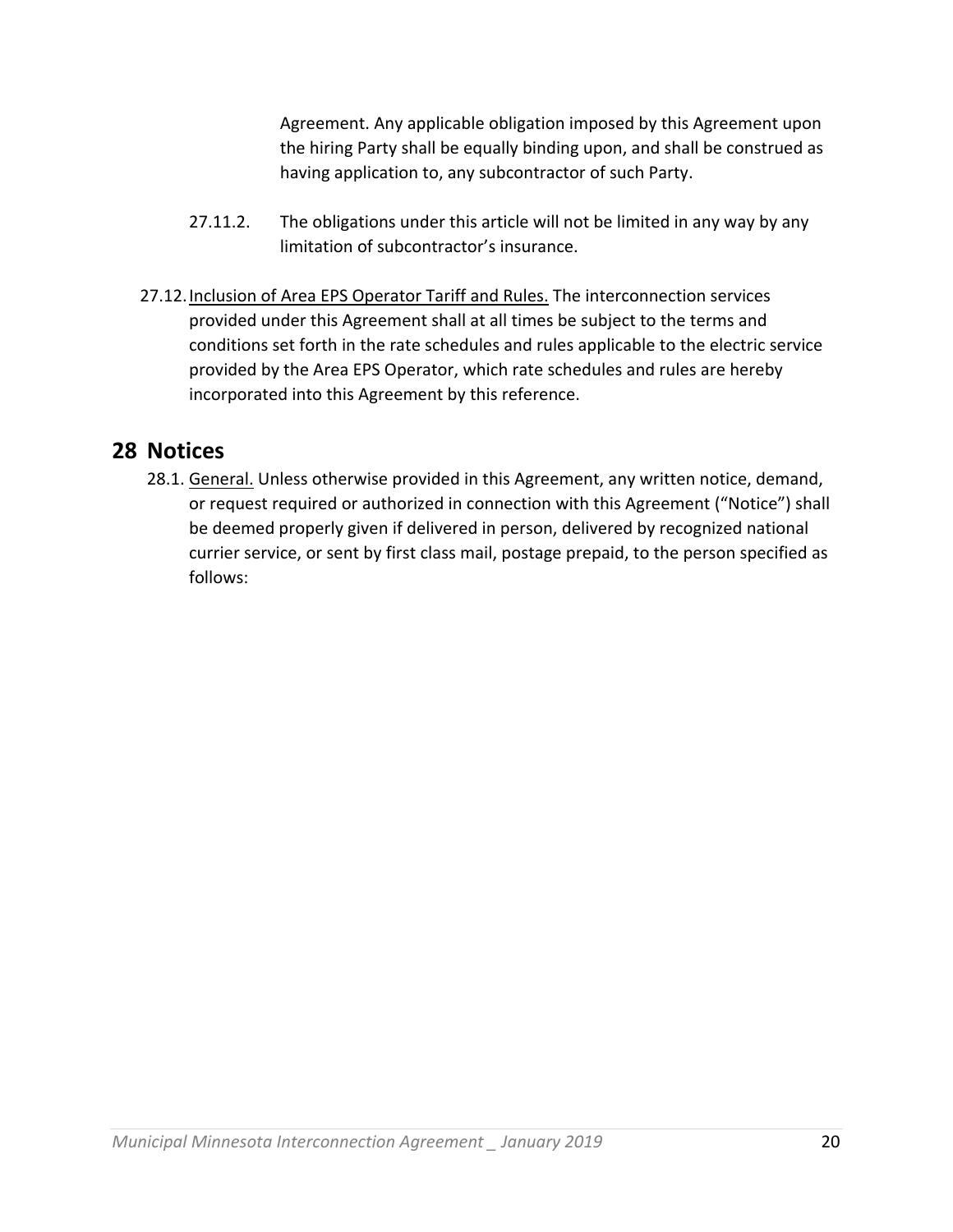Agreement. Any applicable obligation imposed by this Agreement upon the hiring Party shall be equally binding upon, and shall be construed as having application to, any subcontractor of such Party.

27.11.2. The obligations under this article will not be limited in any way by any limitation of subcontractor's insurance.

27.12. Inclusion of Area EPS Operator Tariff and Rules. The interconnection services provided under this Agreement shall at all times be subject to the terms and conditions set forth in the rate schedules and rules applicable to the electric service provided by the Area EPS Operator, which rate schedules and rules are hereby incorporated into this Agreement by this reference.

## 28 Notices

28.1. General. Unless otherwise provided in this Agreement, any written notice, demand, or request required or authorized in connection with this Agreement ("Notice") shall be deemed properly given if delivered in person, delivered by recognized national currier service, or sent by first class mail, postage prepaid, to the person specified as follows: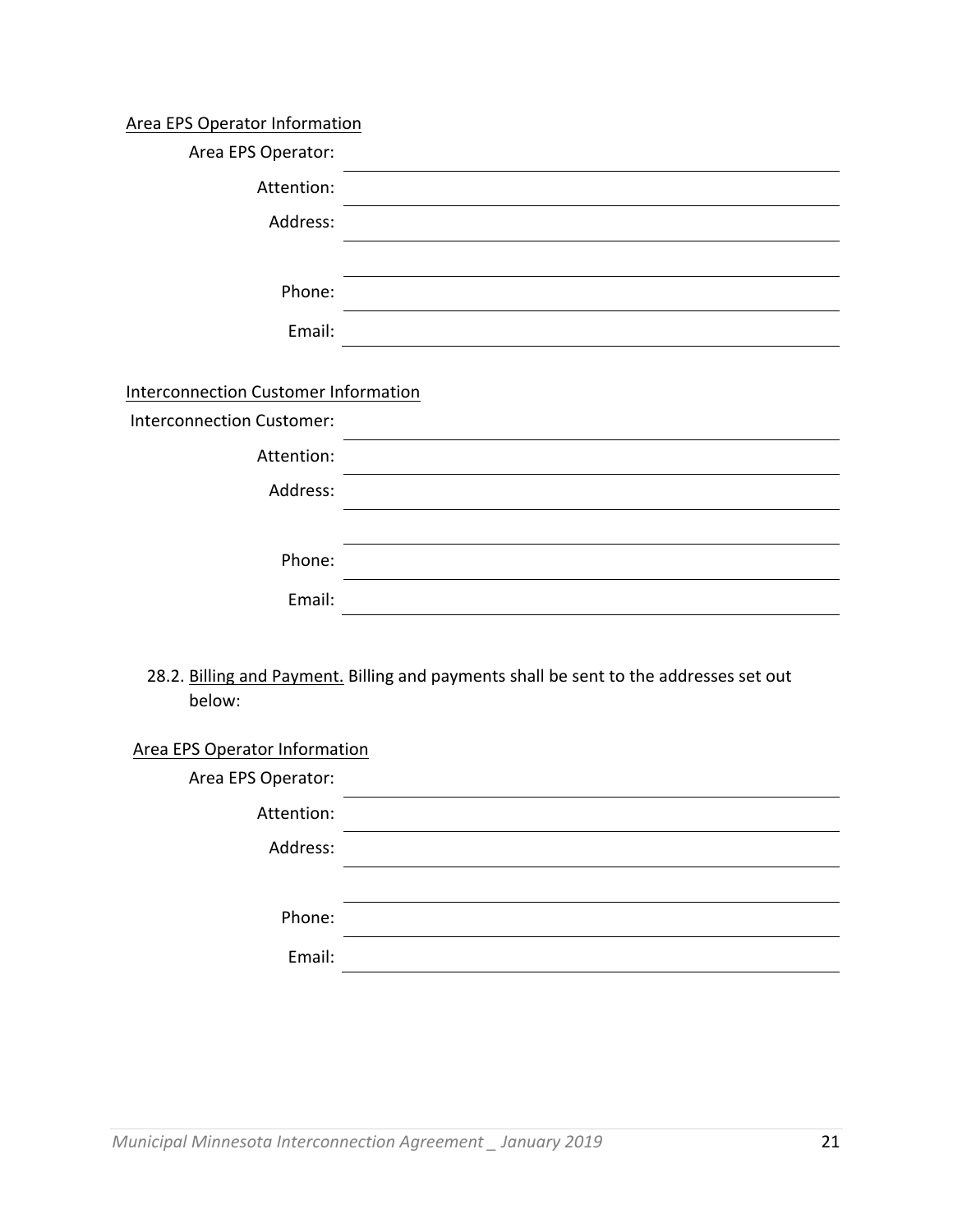Area EPS Operator Information

Area EPS Operator: \_\_\_\_\_\_\_\_\_\_\_\_\_\_\_\_\_\_\_\_\_\_\_\_\_\_\_\_\_\_\_\_\_\_\_\_

Attention: \_\_\_\_\_\_\_\_\_\_\_\_\_\_\_\_\_\_\_\_\_\_\_\_\_\_\_\_\_\_\_\_\_\_\_\_

Address: \_\_\_\_\_\_\_\_\_\_\_\_\_\_\_\_\_\_\_\_\_\_\_\_\_\_\_\_\_\_\_\_\_\_\_\_

\_\_\_\_\_\_\_\_\_\_\_\_\_\_\_\_\_\_\_\_\_\_\_\_\_\_\_\_\_\_\_\_\_\_\_\_

Phone: \_\_\_\_\_\_\_\_\_\_\_\_\_\_\_\_\_\_\_\_\_\_\_\_\_\_\_\_\_\_\_\_\_\_\_\_

Email: \_\_\_\_\_\_\_\_\_\_\_\_\_\_\_\_\_\_\_\_\_\_\_\_\_\_\_\_\_\_\_\_\_\_\_\_

Interconnection Customer Information

Interconnection Customer: \_\_\_\_\_\_\_\_\_\_\_\_\_\_\_\_\_\_\_\_\_\_\_\_\_\_\_\_\_\_\_\_\_\_\_\_

Attention: \_\_\_\_\_\_\_\_\_\_\_\_\_\_\_\_\_\_\_\_\_\_\_\_\_\_\_\_\_\_\_\_\_\_\_\_

Address: \_\_\_\_\_\_\_\_\_\_\_\_\_\_\_\_\_\_\_\_\_\_\_\_\_\_\_\_\_\_\_\_\_\_\_\_

\_\_\_\_\_\_\_\_\_\_\_\_\_\_\_\_\_\_\_\_\_\_\_\_\_\_\_\_\_\_\_\_\_\_\_\_

Phone: \_\_\_\_\_\_\_\_\_\_\_\_\_\_\_\_\_\_\_\_\_\_\_\_\_\_\_\_\_\_\_\_\_\_\_\_

Email: \_\_\_\_\_\_\_\_\_\_\_\_\_\_\_\_\_\_\_\_\_\_\_\_\_\_\_\_\_\_\_\_\_\_\_\_

28.2. Billing and Payment. Billing and payments shall be sent to the addresses set out below:

Area EPS Operator Information

Area EPS Operator: \_\_\_\_\_\_\_\_\_\_\_\_\_\_\_\_\_\_\_\_\_\_\_\_\_\_\_\_\_\_\_\_\_\_\_\_

Attention: \_\_\_\_\_\_\_\_\_\_\_\_\_\_\_\_\_\_\_\_\_\_\_\_\_\_\_\_\_\_\_\_\_\_\_\_

Address: \_\_\_\_\_\_\_\_\_\_\_\_\_\_\_\_\_\_\_\_\_\_\_\_\_\_\_\_\_\_\_\_\_\_\_\_

\_\_\_\_\_\_\_\_\_\_\_\_\_\_\_\_\_\_\_\_\_\_\_\_\_\_\_\_\_\_\_\_\_\_\_\_

Phone: \_\_\_\_\_\_\_\_\_\_\_\_\_\_\_\_\_\_\_\_\_\_\_\_\_\_\_\_\_\_\_\_\_\_\_\_

Email: \_\_\_\_\_\_\_\_\_\_\_\_\_\_\_\_\_\_\_\_\_\_\_\_\_\_\_\_\_\_\_\_\_\_\_\_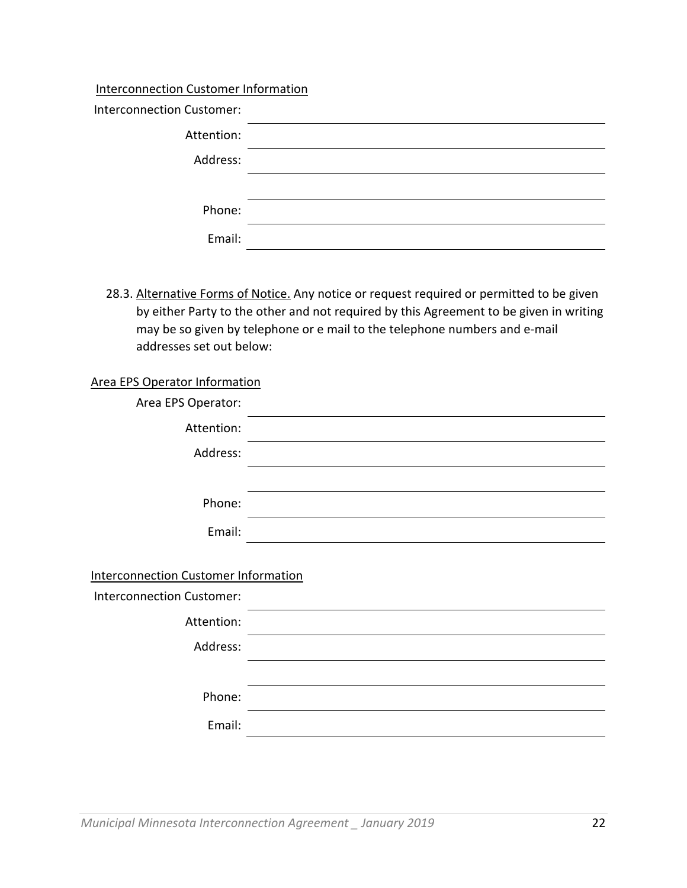Interconnection Customer Information

Interconnection Customer: ______________________________

Attention: ______________________________

Address: ______________________________

______________________________

Phone: ______________________________

Email: ______________________________

28.3. Alternative Forms of Notice. Any notice or request required or permitted to be given by either Party to the other and not required by this Agreement to be given in writing may be so given by telephone or e mail to the telephone numbers and e-mail addresses set out below:

Area EPS Operator Information

Area EPS Operator: ______________________________

Attention: ______________________________

Address: ______________________________

______________________________

Phone: ______________________________

Email: ______________________________

Interconnection Customer Information

Interconnection Customer: ______________________________

Attention: ______________________________

Address: ______________________________

______________________________

Phone: ______________________________

Email: ______________________________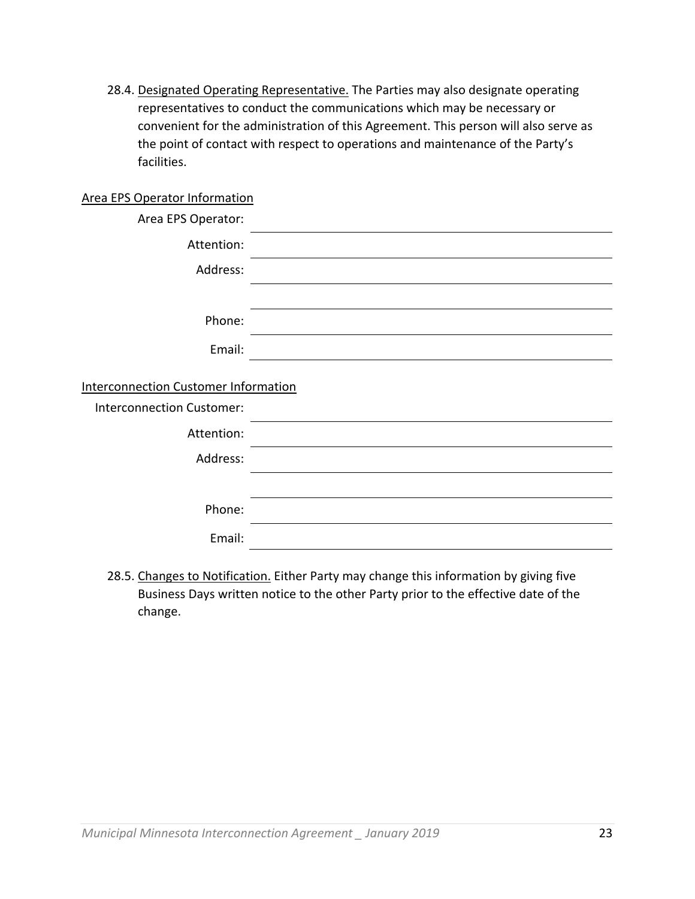28.4. Designated Operating Representative. The Parties may also designate operating representatives to conduct the communications which may be necessary or convenient for the administration of this Agreement. This person will also serve as the point of contact with respect to operations and maintenance of the Party's facilities.

Area EPS Operator Information

Area EPS Operator: ______________________________

Attention: ______________________________

Address: ______________________________

______________________________

Phone: ______________________________

Email: ______________________________

Interconnection Customer Information

Interconnection Customer: ______________________________

Attention: ______________________________

Address: ______________________________

______________________________

Phone: ______________________________

Email: ______________________________

28.5. Changes to Notification. Either Party may change this information by giving five Business Days written notice to the other Party prior to the effective date of the change.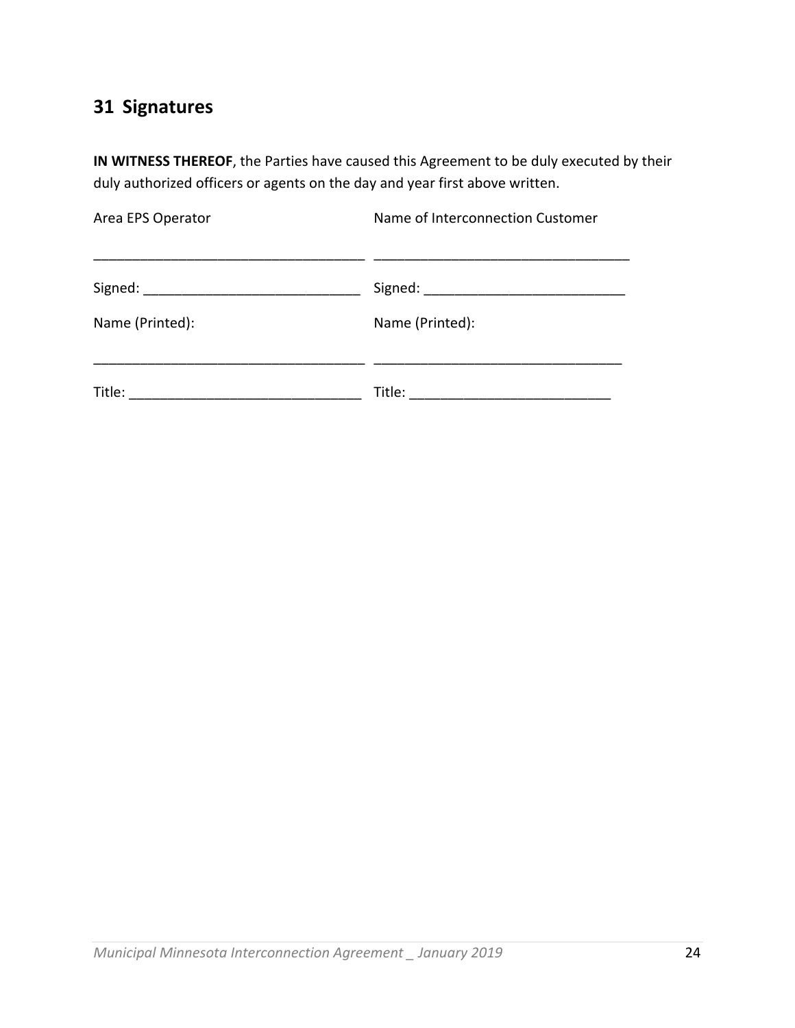## 31 Signatures

**IN WITNESS THEREOF**, the Parties have caused this Agreement to be duly executed by their duly authorized officers or agents on the day and year first above written.

| Area EPS Operator | Name of Interconnection Customer |
| --- | --- |
| ___________________________________ | _________________________________ |
| Signed: ____________________________ | Signed: __________________________ |
| Name (Printed): | Name (Printed): |
| ___________________________________ | ________________________________ |
| Title: ______________________________ | Title: __________________________ |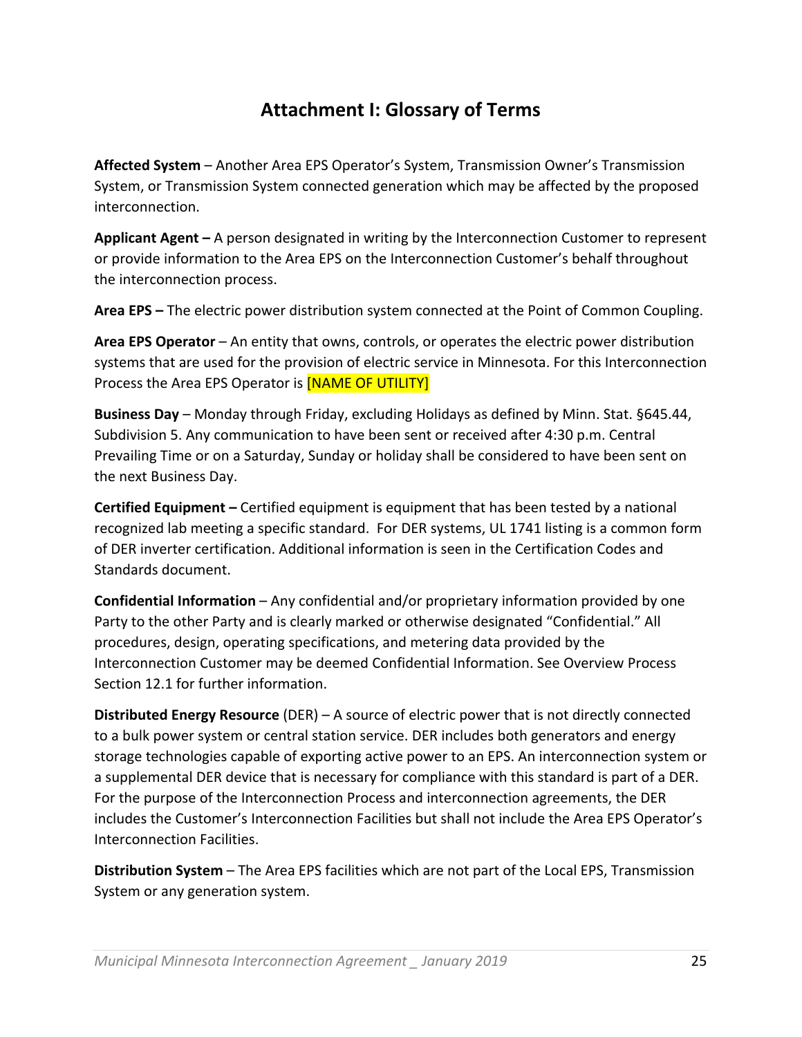# Attachment I: Glossary of Terms

**Affected System** – Another Area EPS Operator's System, Transmission Owner's Transmission System, or Transmission System connected generation which may be affected by the proposed interconnection.

**Applicant Agent –** A person designated in writing by the Interconnection Customer to represent or provide information to the Area EPS on the Interconnection Customer's behalf throughout the interconnection process.

**Area EPS –** The electric power distribution system connected at the Point of Common Coupling.

**Area EPS Operator** – An entity that owns, controls, or operates the electric power distribution systems that are used for the provision of electric service in Minnesota. For this Interconnection Process the Area EPS Operator is [NAME OF UTILITY]

**Business Day** – Monday through Friday, excluding Holidays as defined by Minn. Stat. §645.44, Subdivision 5. Any communication to have been sent or received after 4:30 p.m. Central Prevailing Time or on a Saturday, Sunday or holiday shall be considered to have been sent on the next Business Day.

**Certified Equipment –** Certified equipment is equipment that has been tested by a national recognized lab meeting a specific standard. For DER systems, UL 1741 listing is a common form of DER inverter certification. Additional information is seen in the Certification Codes and Standards document.

**Confidential Information** – Any confidential and/or proprietary information provided by one Party to the other Party and is clearly marked or otherwise designated "Confidential." All procedures, design, operating specifications, and metering data provided by the Interconnection Customer may be deemed Confidential Information. See Overview Process Section 12.1 for further information.

**Distributed Energy Resource** (DER) – A source of electric power that is not directly connected to a bulk power system or central station service. DER includes both generators and energy storage technologies capable of exporting active power to an EPS. An interconnection system or a supplemental DER device that is necessary for compliance with this standard is part of a DER. For the purpose of the Interconnection Process and interconnection agreements, the DER includes the Customer's Interconnection Facilities but shall not include the Area EPS Operator's Interconnection Facilities.

**Distribution System** – The Area EPS facilities which are not part of the Local EPS, Transmission System or any generation system.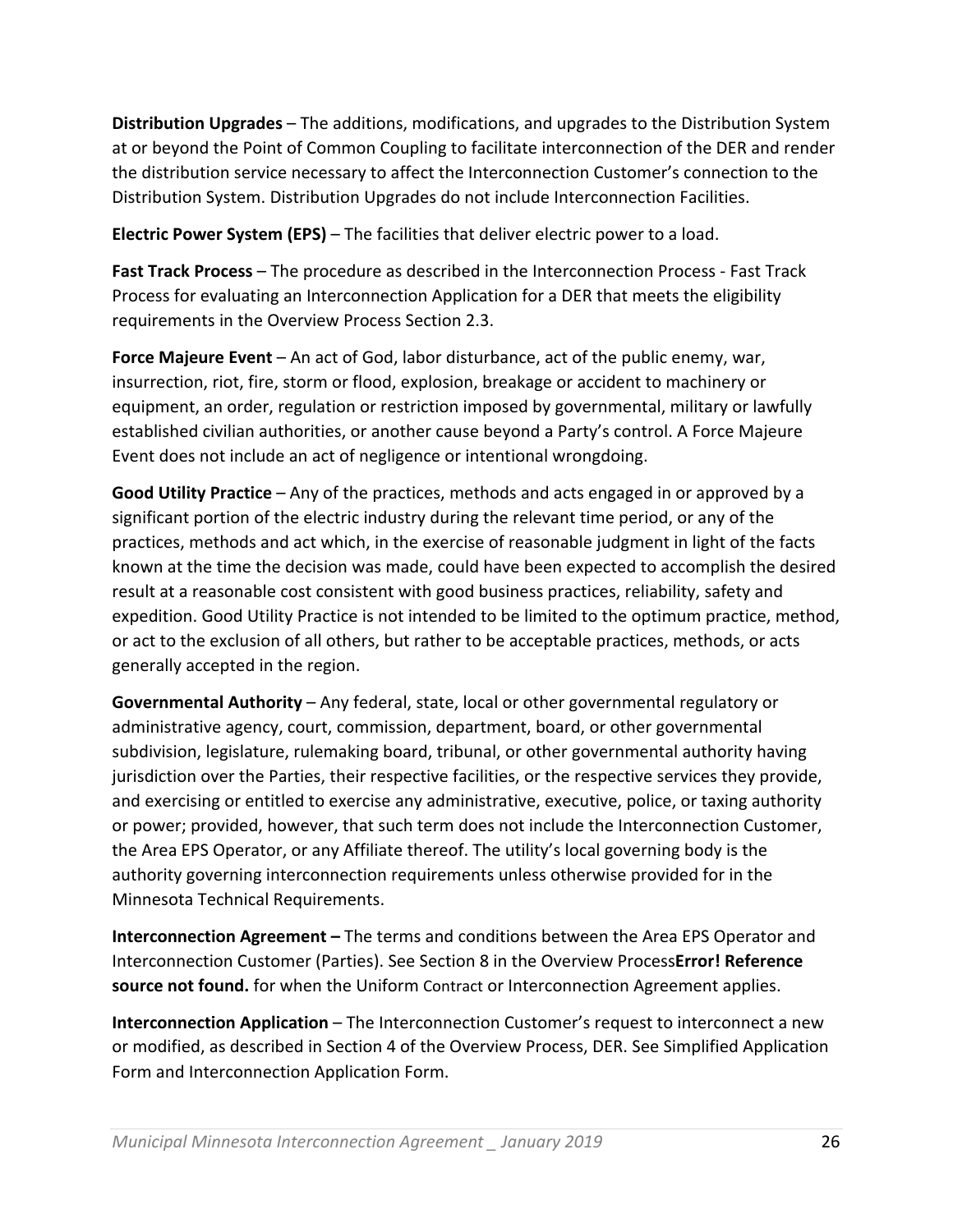**Distribution Upgrades** – The additions, modifications, and upgrades to the Distribution System at or beyond the Point of Common Coupling to facilitate interconnection of the DER and render the distribution service necessary to affect the Interconnection Customer's connection to the Distribution System. Distribution Upgrades do not include Interconnection Facilities.

**Electric Power System (EPS)** – The facilities that deliver electric power to a load.

**Fast Track Process** – The procedure as described in the Interconnection Process - Fast Track Process for evaluating an Interconnection Application for a DER that meets the eligibility requirements in the Overview Process Section 2.3.

**Force Majeure Event** – An act of God, labor disturbance, act of the public enemy, war, insurrection, riot, fire, storm or flood, explosion, breakage or accident to machinery or equipment, an order, regulation or restriction imposed by governmental, military or lawfully established civilian authorities, or another cause beyond a Party's control. A Force Majeure Event does not include an act of negligence or intentional wrongdoing.

**Good Utility Practice** – Any of the practices, methods and acts engaged in or approved by a significant portion of the electric industry during the relevant time period, or any of the practices, methods and act which, in the exercise of reasonable judgment in light of the facts known at the time the decision was made, could have been expected to accomplish the desired result at a reasonable cost consistent with good business practices, reliability, safety and expedition. Good Utility Practice is not intended to be limited to the optimum practice, method, or act to the exclusion of all others, but rather to be acceptable practices, methods, or acts generally accepted in the region.

**Governmental Authority** – Any federal, state, local or other governmental regulatory or administrative agency, court, commission, department, board, or other governmental subdivision, legislature, rulemaking board, tribunal, or other governmental authority having jurisdiction over the Parties, their respective facilities, or the respective services they provide, and exercising or entitled to exercise any administrative, executive, police, or taxing authority or power; provided, however, that such term does not include the Interconnection Customer, the Area EPS Operator, or any Affiliate thereof. The utility's local governing body is the authority governing interconnection requirements unless otherwise provided for in the Minnesota Technical Requirements.

**Interconnection Agreement –** The terms and conditions between the Area EPS Operator and Interconnection Customer (Parties). See Section 8 in the Overview Process**Error! Reference source not found.** for when the Uniform Contract or Interconnection Agreement applies.

**Interconnection Application** – The Interconnection Customer's request to interconnect a new or modified, as described in Section 4 of the Overview Process, DER. See Simplified Application Form and Interconnection Application Form.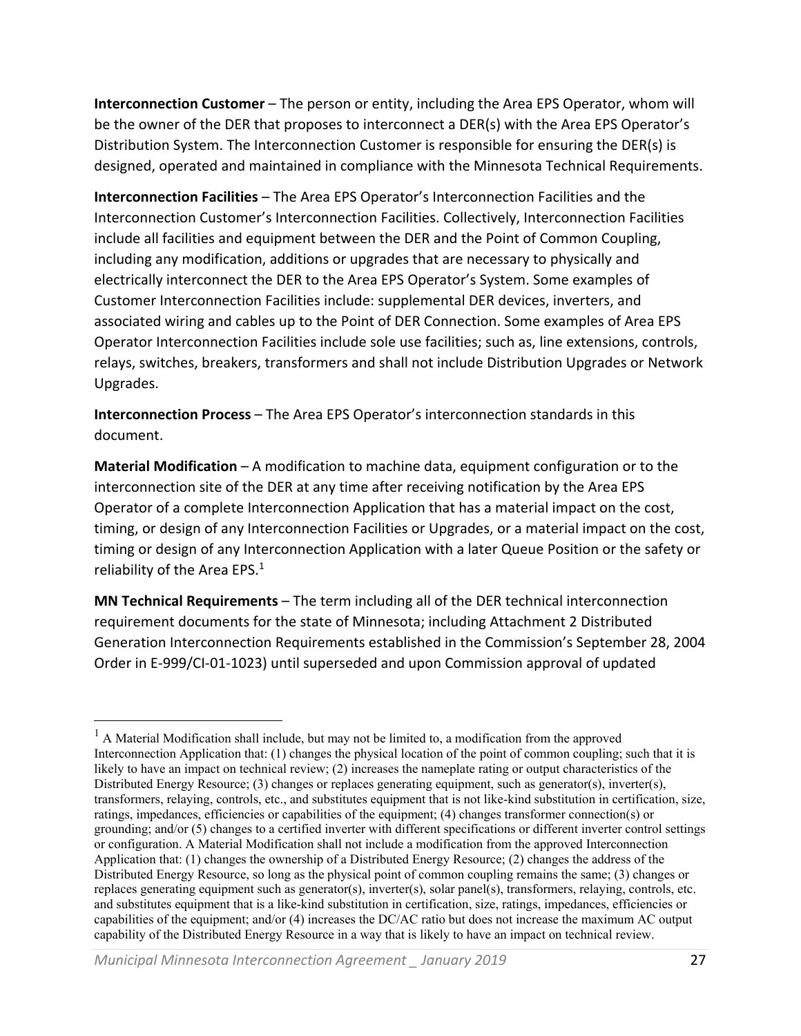**Interconnection Customer** – The person or entity, including the Area EPS Operator, whom will be the owner of the DER that proposes to interconnect a DER(s) with the Area EPS Operator's Distribution System. The Interconnection Customer is responsible for ensuring the DER(s) is designed, operated and maintained in compliance with the Minnesota Technical Requirements.

**Interconnection Facilities** – The Area EPS Operator's Interconnection Facilities and the Interconnection Customer's Interconnection Facilities. Collectively, Interconnection Facilities include all facilities and equipment between the DER and the Point of Common Coupling, including any modification, additions or upgrades that are necessary to physically and electrically interconnect the DER to the Area EPS Operator's System. Some examples of Customer Interconnection Facilities include: supplemental DER devices, inverters, and associated wiring and cables up to the Point of DER Connection. Some examples of Area EPS Operator Interconnection Facilities include sole use facilities; such as, line extensions, controls, relays, switches, breakers, transformers and shall not include Distribution Upgrades or Network Upgrades.

**Interconnection Process** – The Area EPS Operator's interconnection standards in this document.

**Material Modification** – A modification to machine data, equipment configuration or to the interconnection site of the DER at any time after receiving notification by the Area EPS Operator of a complete Interconnection Application that has a material impact on the cost, timing, or design of any Interconnection Facilities or Upgrades, or a material impact on the cost, timing or design of any Interconnection Application with a later Queue Position or the safety or reliability of the Area EPS.[1]

**MN Technical Requirements** – The term including all of the DER technical interconnection requirement documents for the state of Minnesota; including Attachment 2 Distributed Generation Interconnection Requirements established in the Commission's September 28, 2004 Order in E-999/CI-01-1023) until superseded and upon Commission approval of updated

---

[1] A Material Modification shall include, but may not be limited to, a modification from the approved Interconnection Application that: (1) changes the physical location of the point of common coupling; such that it is likely to have an impact on technical review; (2) increases the nameplate rating or output characteristics of the Distributed Energy Resource; (3) changes or replaces generating equipment, such as generator(s), inverter(s), transformers, relaying, controls, etc., and substitutes equipment that is not like-kind substitution in certification, size, ratings, impedances, efficiencies or capabilities of the equipment; (4) changes transformer connection(s) or grounding; and/or (5) changes to a certified inverter with different specifications or different inverter control settings or configuration. A Material Modification shall not include a modification from the approved Interconnection Application that: (1) changes the ownership of a Distributed Energy Resource; (2) changes the address of the Distributed Energy Resource, so long as the physical point of common coupling remains the same; (3) changes or replaces generating equipment such as generator(s), inverter(s), solar panel(s), transformers, relaying, controls, etc. and substitutes equipment that is a like-kind substitution in certification, size, ratings, impedances, efficiencies or capabilities of the equipment; and/or (4) increases the DC/AC ratio but does not increase the maximum AC output capability of the Distributed Energy Resource in a way that is likely to have an impact on technical review.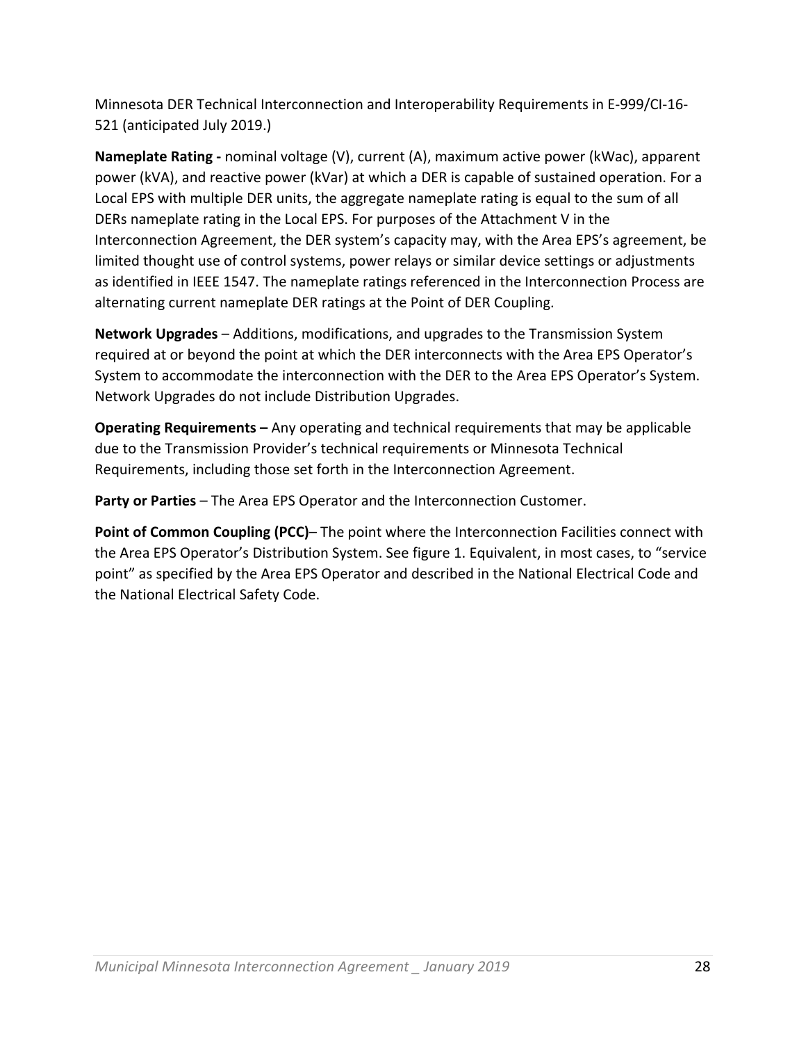Minnesota DER Technical Interconnection and Interoperability Requirements in E-999/CI-16-521 (anticipated July 2019.)

**Nameplate Rating -** nominal voltage (V), current (A), maximum active power (kWac), apparent power (kVA), and reactive power (kVar) at which a DER is capable of sustained operation. For a Local EPS with multiple DER units, the aggregate nameplate rating is equal to the sum of all DERs nameplate rating in the Local EPS. For purposes of the Attachment V in the Interconnection Agreement, the DER system's capacity may, with the Area EPS's agreement, be limited thought use of control systems, power relays or similar device settings or adjustments as identified in IEEE 1547. The nameplate ratings referenced in the Interconnection Process are alternating current nameplate DER ratings at the Point of DER Coupling.

**Network Upgrades** – Additions, modifications, and upgrades to the Transmission System required at or beyond the point at which the DER interconnects with the Area EPS Operator's System to accommodate the interconnection with the DER to the Area EPS Operator's System. Network Upgrades do not include Distribution Upgrades.

**Operating Requirements –** Any operating and technical requirements that may be applicable due to the Transmission Provider's technical requirements or Minnesota Technical Requirements, including those set forth in the Interconnection Agreement.

**Party or Parties** – The Area EPS Operator and the Interconnection Customer.

**Point of Common Coupling (PCC)**– The point where the Interconnection Facilities connect with the Area EPS Operator's Distribution System. See figure 1. Equivalent, in most cases, to "service point" as specified by the Area EPS Operator and described in the National Electrical Code and the National Electrical Safety Code.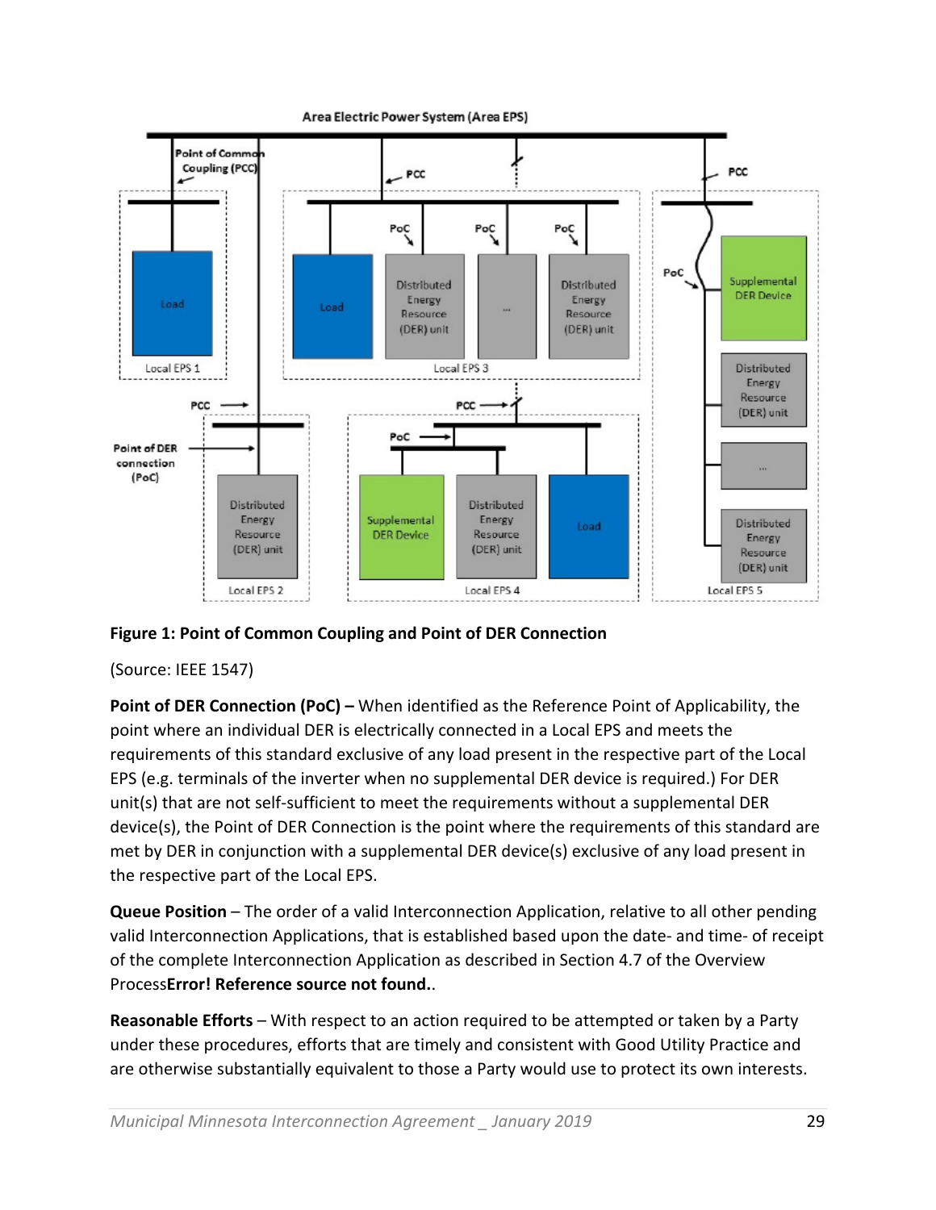**Figure 1: Point of Common Coupling and Point of DER Connection**

(Source: IEEE 1547)

**Point of DER Connection (PoC) –** When identified as the Reference Point of Applicability, the point where an individual DER is electrically connected in a Local EPS and meets the requirements of this standard exclusive of any load present in the respective part of the Local EPS (e.g. terminals of the inverter when no supplemental DER device is required.) For DER unit(s) that are not self-sufficient to meet the requirements without a supplemental DER device(s), the Point of DER Connection is the point where the requirements of this standard are met by DER in conjunction with a supplemental DER device(s) exclusive of any load present in the respective part of the Local EPS.

**Queue Position** – The order of a valid Interconnection Application, relative to all other pending valid Interconnection Applications, that is established based upon the date- and time- of receipt of the complete Interconnection Application as described in Section 4.7 of the Overview Process**Error! Reference source not found.**.

**Reasonable Efforts** – With respect to an action required to be attempted or taken by a Party under these procedures, efforts that are timely and consistent with Good Utility Practice and are otherwise substantially equivalent to those a Party would use to protect its own interests.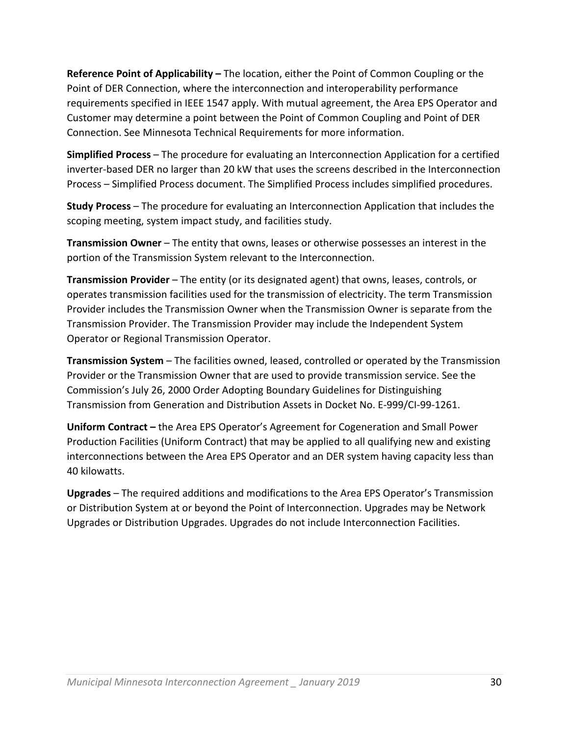**Reference Point of Applicability –** The location, either the Point of Common Coupling or the Point of DER Connection, where the interconnection and interoperability performance requirements specified in IEEE 1547 apply. With mutual agreement, the Area EPS Operator and Customer may determine a point between the Point of Common Coupling and Point of DER Connection. See Minnesota Technical Requirements for more information.

**Simplified Process** – The procedure for evaluating an Interconnection Application for a certified inverter-based DER no larger than 20 kW that uses the screens described in the Interconnection Process – Simplified Process document. The Simplified Process includes simplified procedures.

**Study Process** – The procedure for evaluating an Interconnection Application that includes the scoping meeting, system impact study, and facilities study.

**Transmission Owner** – The entity that owns, leases or otherwise possesses an interest in the portion of the Transmission System relevant to the Interconnection.

**Transmission Provider** – The entity (or its designated agent) that owns, leases, controls, or operates transmission facilities used for the transmission of electricity. The term Transmission Provider includes the Transmission Owner when the Transmission Owner is separate from the Transmission Provider. The Transmission Provider may include the Independent System Operator or Regional Transmission Operator.

**Transmission System** – The facilities owned, leased, controlled or operated by the Transmission Provider or the Transmission Owner that are used to provide transmission service. See the Commission's July 26, 2000 Order Adopting Boundary Guidelines for Distinguishing Transmission from Generation and Distribution Assets in Docket No. E-999/CI-99-1261.

**Uniform Contract –** the Area EPS Operator's Agreement for Cogeneration and Small Power Production Facilities (Uniform Contract) that may be applied to all qualifying new and existing interconnections between the Area EPS Operator and an DER system having capacity less than 40 kilowatts.

**Upgrades** – The required additions and modifications to the Area EPS Operator's Transmission or Distribution System at or beyond the Point of Interconnection. Upgrades may be Network Upgrades or Distribution Upgrades. Upgrades do not include Interconnection Facilities.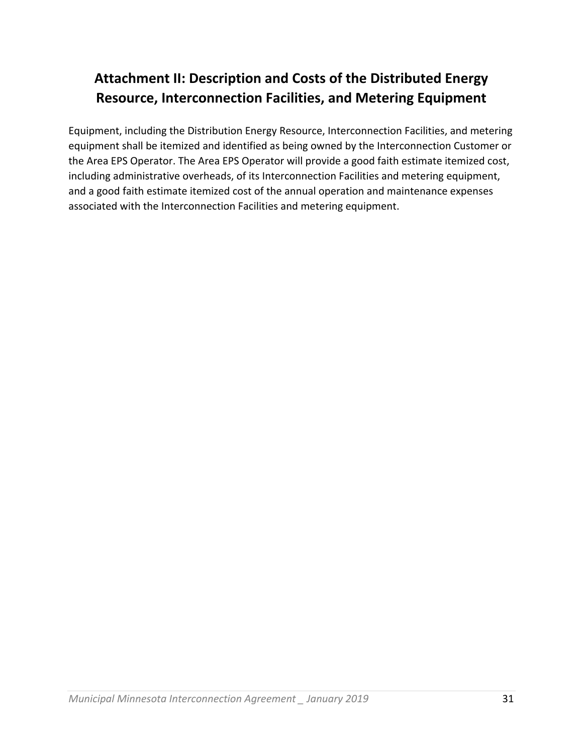# Attachment II: Description and Costs of the Distributed Energy Resource, Interconnection Facilities, and Metering Equipment

Equipment, including the Distribution Energy Resource, Interconnection Facilities, and metering equipment shall be itemized and identified as being owned by the Interconnection Customer or the Area EPS Operator. The Area EPS Operator will provide a good faith estimate itemized cost, including administrative overheads, of its Interconnection Facilities and metering equipment, and a good faith estimate itemized cost of the annual operation and maintenance expenses associated with the Interconnection Facilities and metering equipment.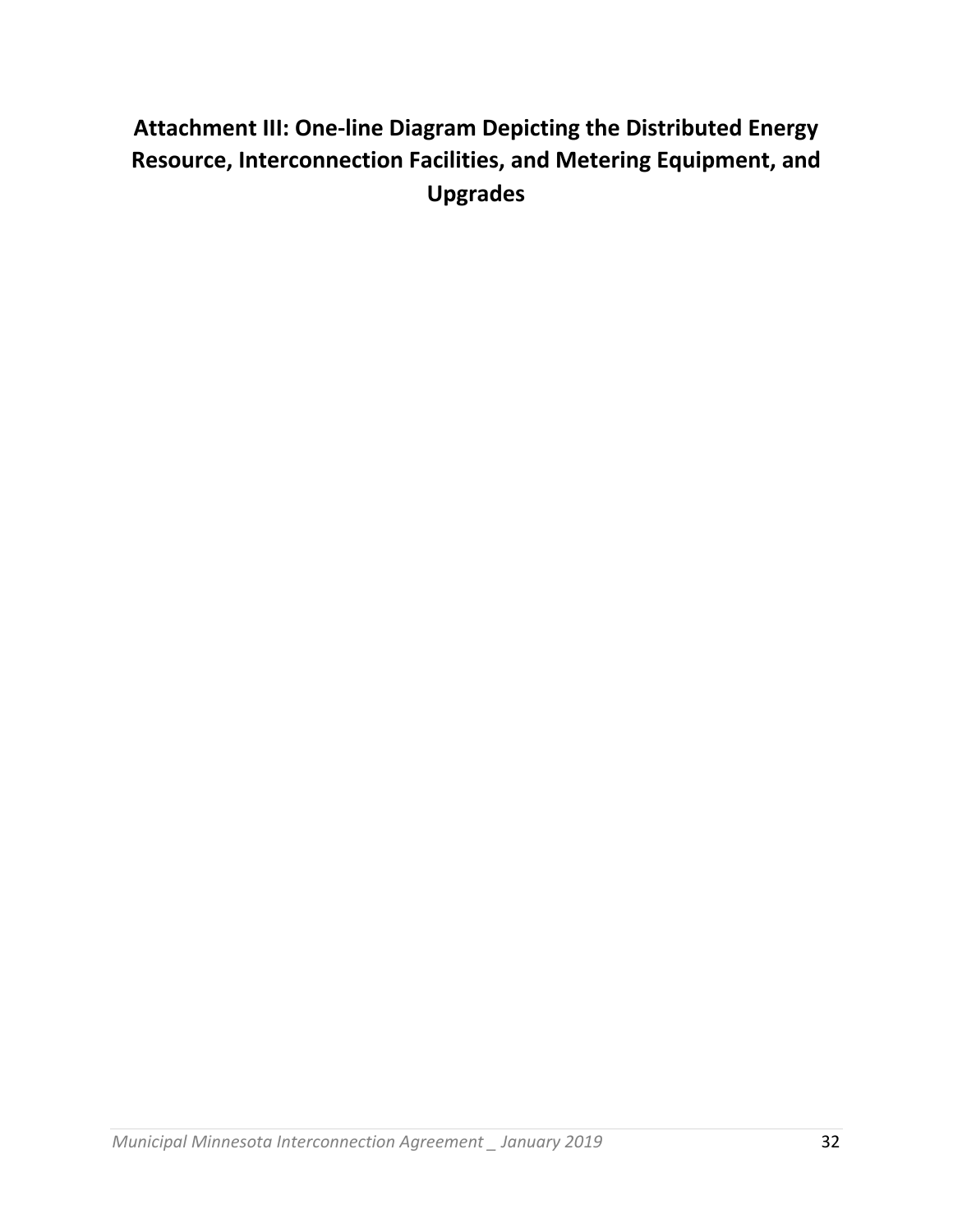## Attachment III: One-line Diagram Depicting the Distributed Energy Resource, Interconnection Facilities, and Metering Equipment, and Upgrades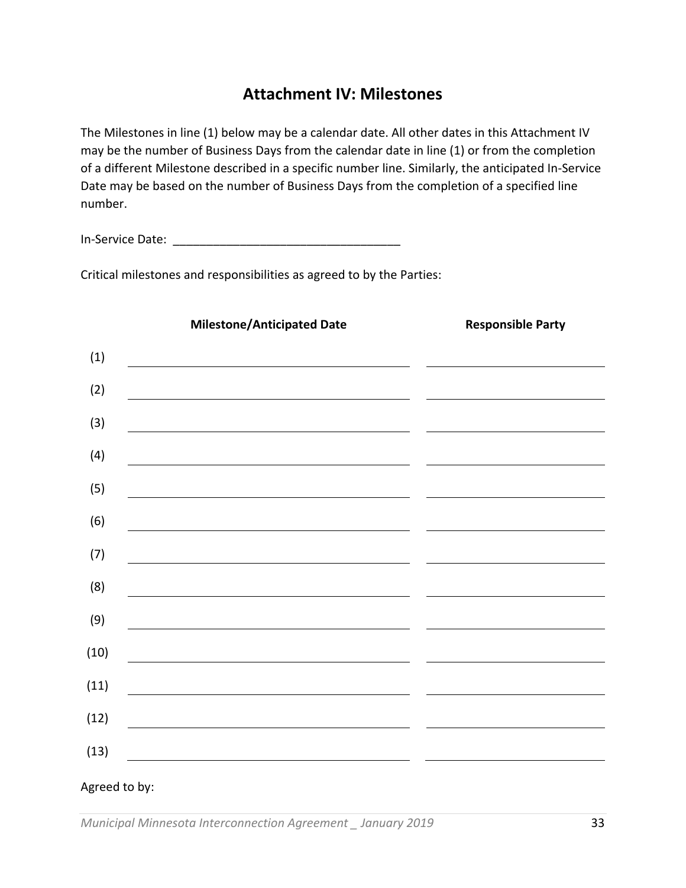# Attachment IV: Milestones

The Milestones in line (1) below may be a calendar date. All other dates in this Attachment IV may be the number of Business Days from the calendar date in line (1) or from the completion of a different Milestone described in a specific number line. Similarly, the anticipated In-Service Date may be based on the number of Business Days from the completion of a specified line number.

In-Service Date: ___________________________________

Critical milestones and responsibilities as agreed to by the Parties:

| | **Milestone/Anticipated Date** | **Responsible Party** |
|---|---|---|
| (1) | ______________________________ | ____________________ |
| (2) | ______________________________ | ____________________ |
| (3) | ______________________________ | ____________________ |
| (4) | ______________________________ | ____________________ |
| (5) | ______________________________ | ____________________ |
| (6) | ______________________________ | ____________________ |
| (7) | ______________________________ | ____________________ |
| (8) | ______________________________ | ____________________ |
| (9) | ______________________________ | ____________________ |
| (10) | ______________________________ | ____________________ |
| (11) | ______________________________ | ____________________ |
| (12) | ______________________________ | ____________________ |
| (13) | ______________________________ | ____________________ |

Agreed to by: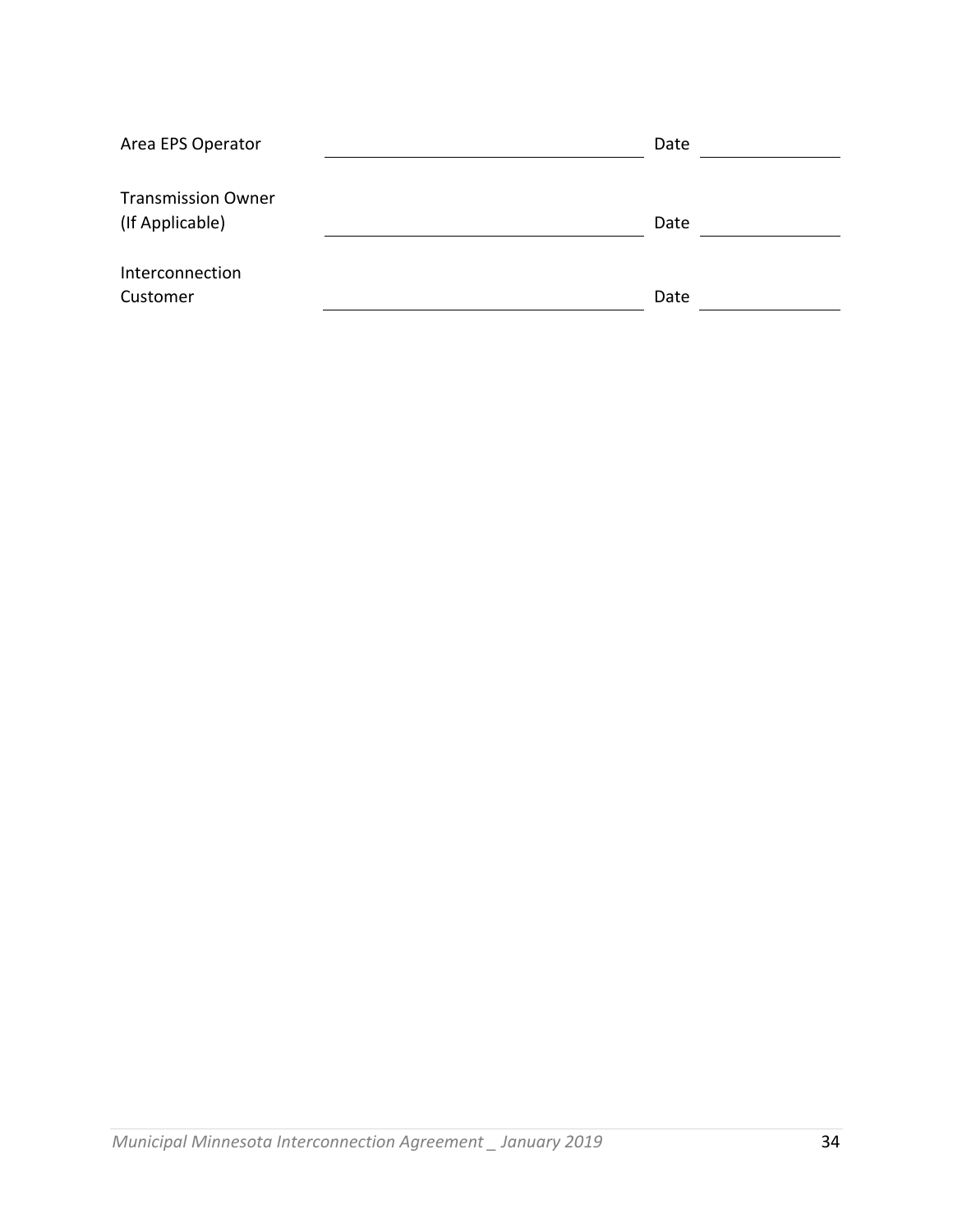| | | | |
|---|---|---|---|
| Area EPS Operator | ______________________________ | Date | ____________ |
| Transmission Owner (If Applicable) | ______________________________ | Date | ____________ |
| Interconnection Customer | ______________________________ | Date | ____________ |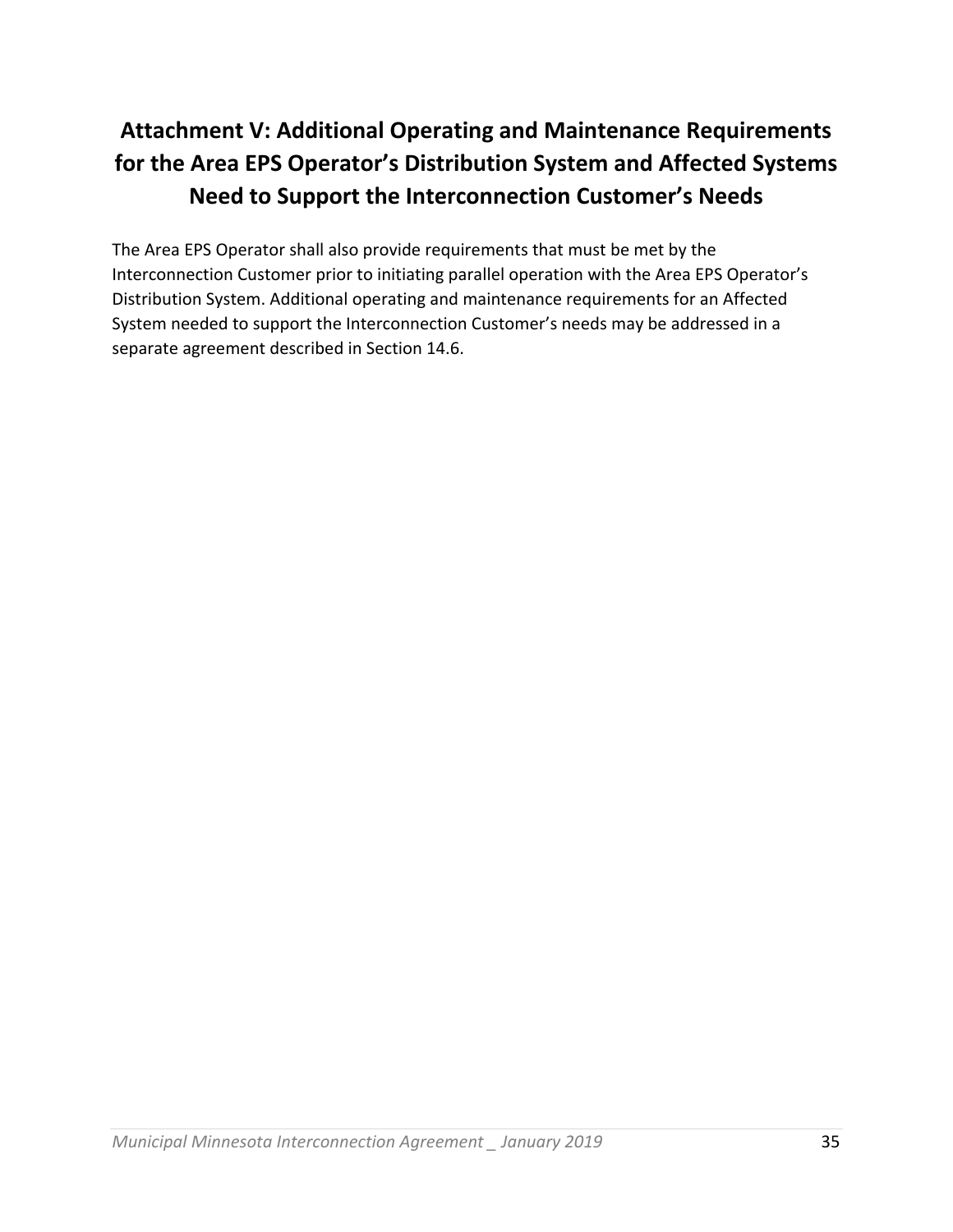# Attachment V: Additional Operating and Maintenance Requirements for the Area EPS Operator's Distribution System and Affected Systems Need to Support the Interconnection Customer's Needs

The Area EPS Operator shall also provide requirements that must be met by the Interconnection Customer prior to initiating parallel operation with the Area EPS Operator's Distribution System. Additional operating and maintenance requirements for an Affected System needed to support the Interconnection Customer's needs may be addressed in a separate agreement described in Section 14.6.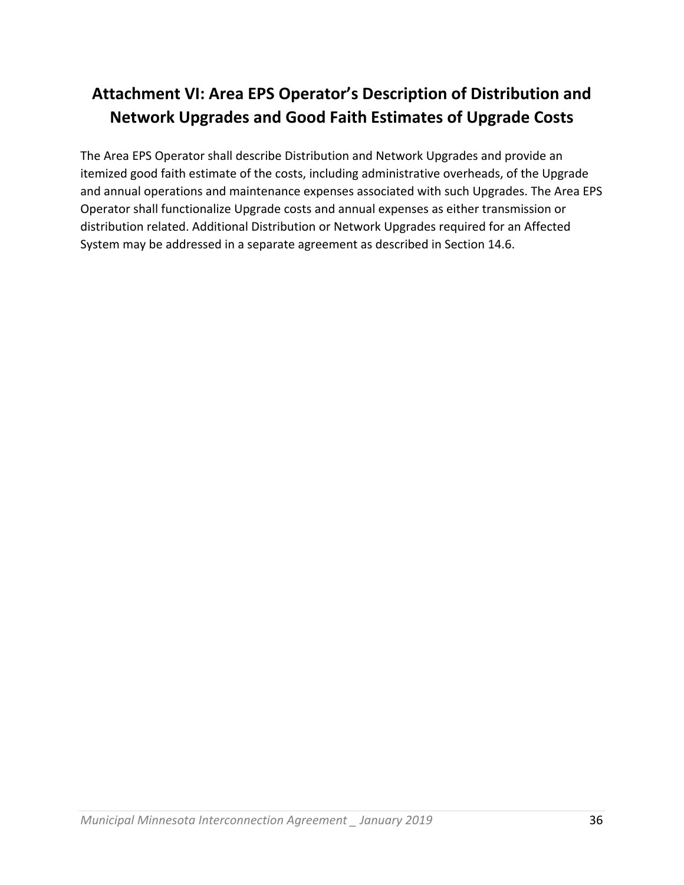# Attachment VI: Area EPS Operator's Description of Distribution and Network Upgrades and Good Faith Estimates of Upgrade Costs

The Area EPS Operator shall describe Distribution and Network Upgrades and provide an itemized good faith estimate of the costs, including administrative overheads, of the Upgrade and annual operations and maintenance expenses associated with such Upgrades. The Area EPS Operator shall functionalize Upgrade costs and annual expenses as either transmission or distribution related. Additional Distribution or Network Upgrades required for an Affected System may be addressed in a separate agreement as described in Section 14.6.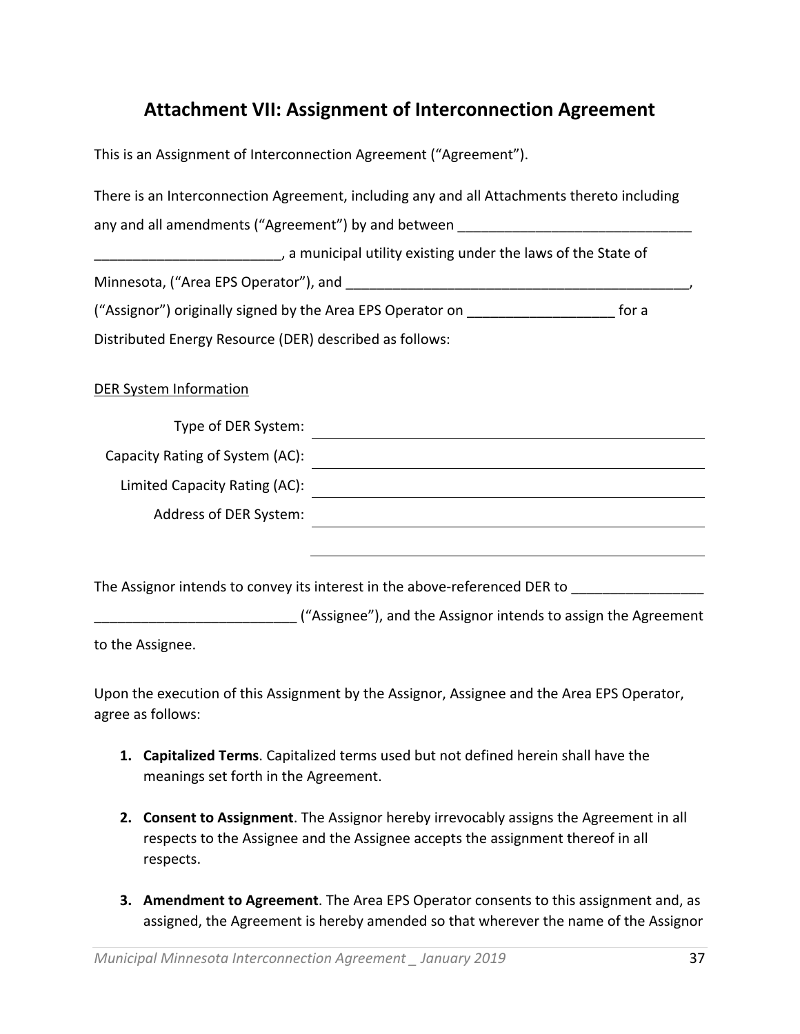## Attachment VII: Assignment of Interconnection Agreement

This is an Assignment of Interconnection Agreement (“Agreement”).

There is an Interconnection Agreement, including any and all Attachments thereto including any and all amendments (“Agreement”) by and between ______________________________ ________________________, a municipal utility existing under the laws of the State of Minnesota, (“Area EPS Operator”), and ____________________________________________, (“Assignor”) originally signed by the Area EPS Operator on __________________ for a Distributed Energy Resource (DER) described as follows:

<u>DER System Information</u>

Type of DER System: ______________________________

Capacity Rating of System (AC): ______________________________

Limited Capacity Rating (AC): ______________________________

Address of DER System: ______________________________

______________________________

The Assignor intends to convey its interest in the above-referenced DER to ________________ __________________________ (“Assignee”), and the Assignor intends to assign the Agreement to the Assignee.

Upon the execution of this Assignment by the Assignor, Assignee and the Area EPS Operator, agree as follows:

1. **Capitalized Terms**. Capitalized terms used but not defined herein shall have the meanings set forth in the Agreement.

2. **Consent to Assignment**. The Assignor hereby irrevocably assigns the Agreement in all respects to the Assignee and the Assignee accepts the assignment thereof in all respects.

3. **Amendment to Agreement**. The Area EPS Operator consents to this assignment and, as assigned, the Agreement is hereby amended so that wherever the name of the Assignor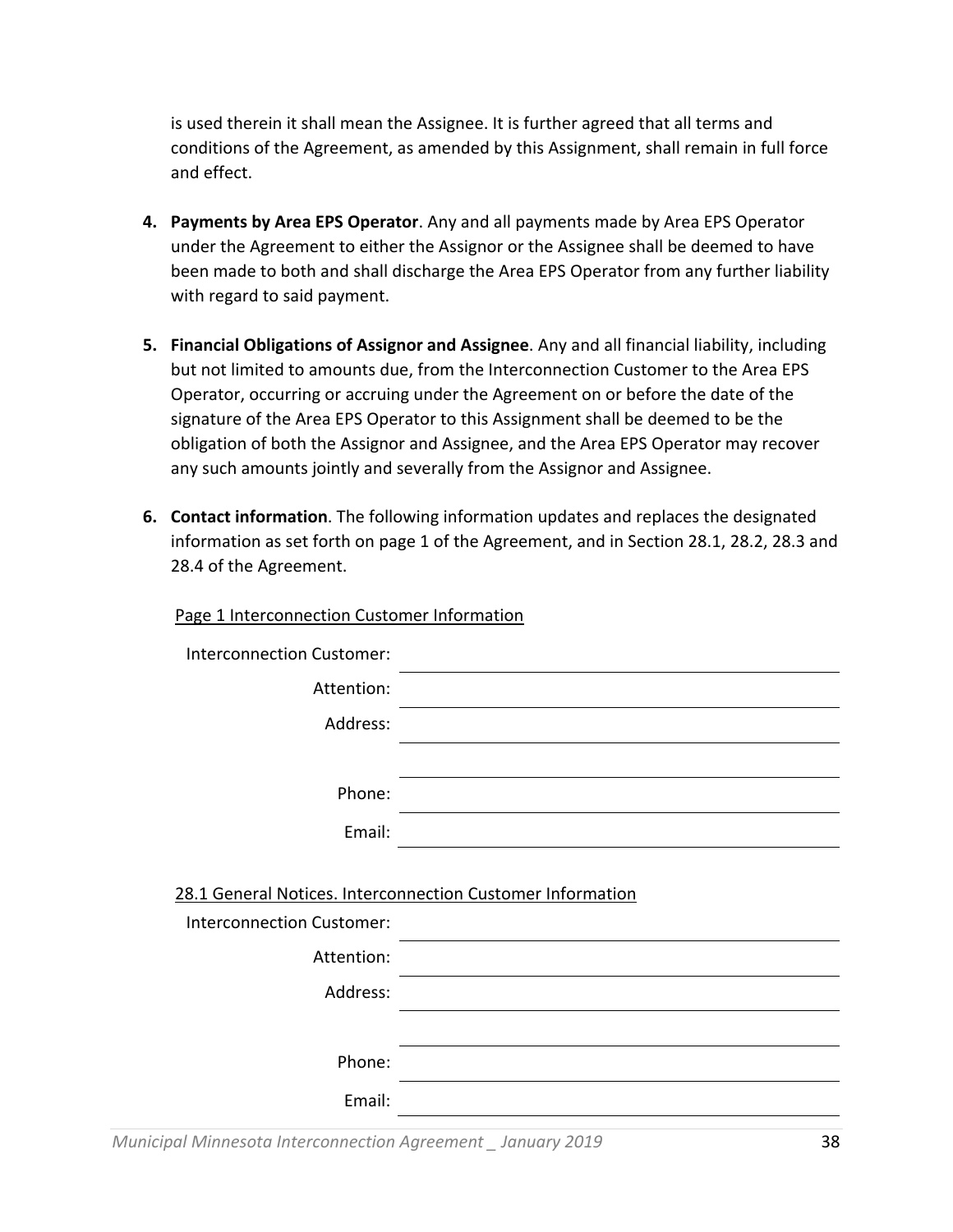is used therein it shall mean the Assignee. It is further agreed that all terms and conditions of the Agreement, as amended by this Assignment, shall remain in full force and effect.

4. **Payments by Area EPS Operator**. Any and all payments made by Area EPS Operator under the Agreement to either the Assignor or the Assignee shall be deemed to have been made to both and shall discharge the Area EPS Operator from any further liability with regard to said payment.

5. **Financial Obligations of Assignor and Assignee**. Any and all financial liability, including but not limited to amounts due, from the Interconnection Customer to the Area EPS Operator, occurring or accruing under the Agreement on or before the date of the signature of the Area EPS Operator to this Assignment shall be deemed to be the obligation of both the Assignor and Assignee, and the Area EPS Operator may recover any such amounts jointly and severally from the Assignor and Assignee.

6. **Contact information**. The following information updates and replaces the designated information as set forth on page 1 of the Agreement, and in Section 28.1, 28.2, 28.3 and 28.4 of the Agreement.

Page 1 Interconnection Customer Information

Interconnection Customer: ______________________________

Attention: ______________________________

Address: ______________________________

______________________________

Phone: ______________________________

Email: ______________________________

28.1 General Notices. Interconnection Customer Information

Interconnection Customer: ______________________________

Attention: ______________________________

Address: ______________________________

______________________________

Phone: ______________________________

Email: ______________________________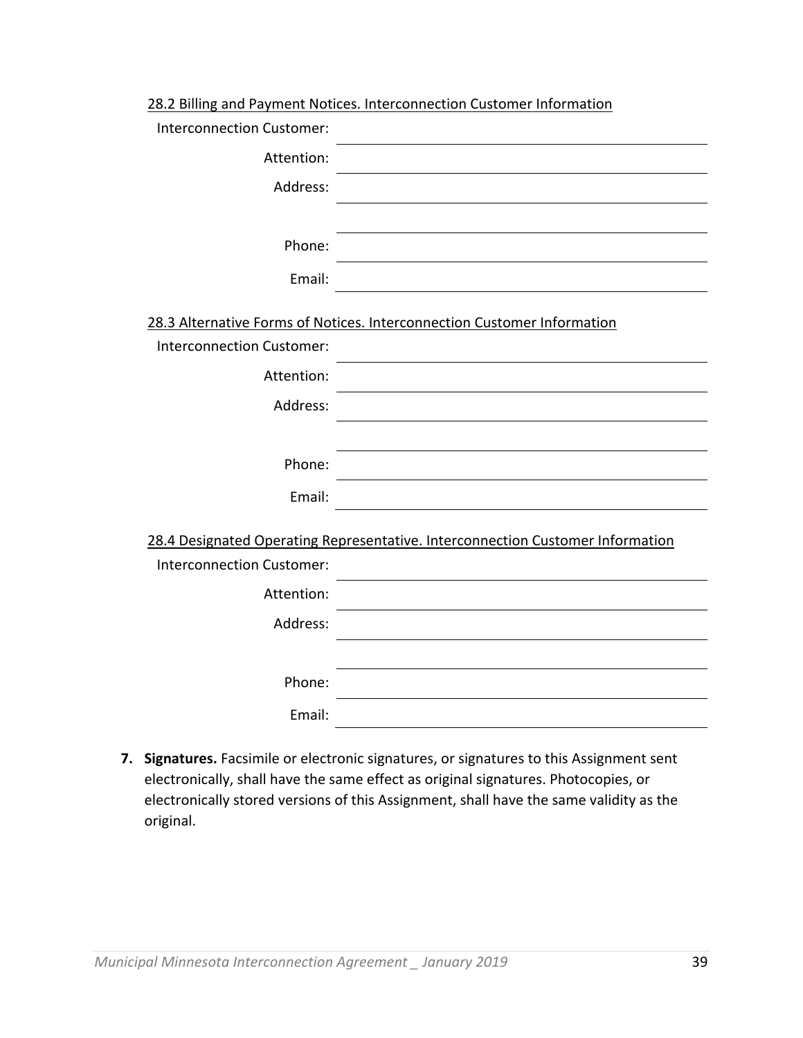<u>28.2 Billing and Payment Notices. Interconnection Customer Information</u>

Interconnection Customer: ______________________________

Attention: ______________________________

Address: ______________________________

______________________________

Phone: ______________________________

Email: ______________________________

<u>28.3 Alternative Forms of Notices. Interconnection Customer Information</u>

Interconnection Customer: ______________________________

Attention: ______________________________

Address: ______________________________

______________________________

Phone: ______________________________

Email: ______________________________

<u>28.4 Designated Operating Representative. Interconnection Customer Information</u>

Interconnection Customer: ______________________________

Attention: ______________________________

Address: ______________________________

______________________________

Phone: ______________________________

Email: ______________________________

7. **Signatures.** Facsimile or electronic signatures, or signatures to this Assignment sent electronically, shall have the same effect as original signatures. Photocopies, or electronically stored versions of this Assignment, shall have the same validity as the original.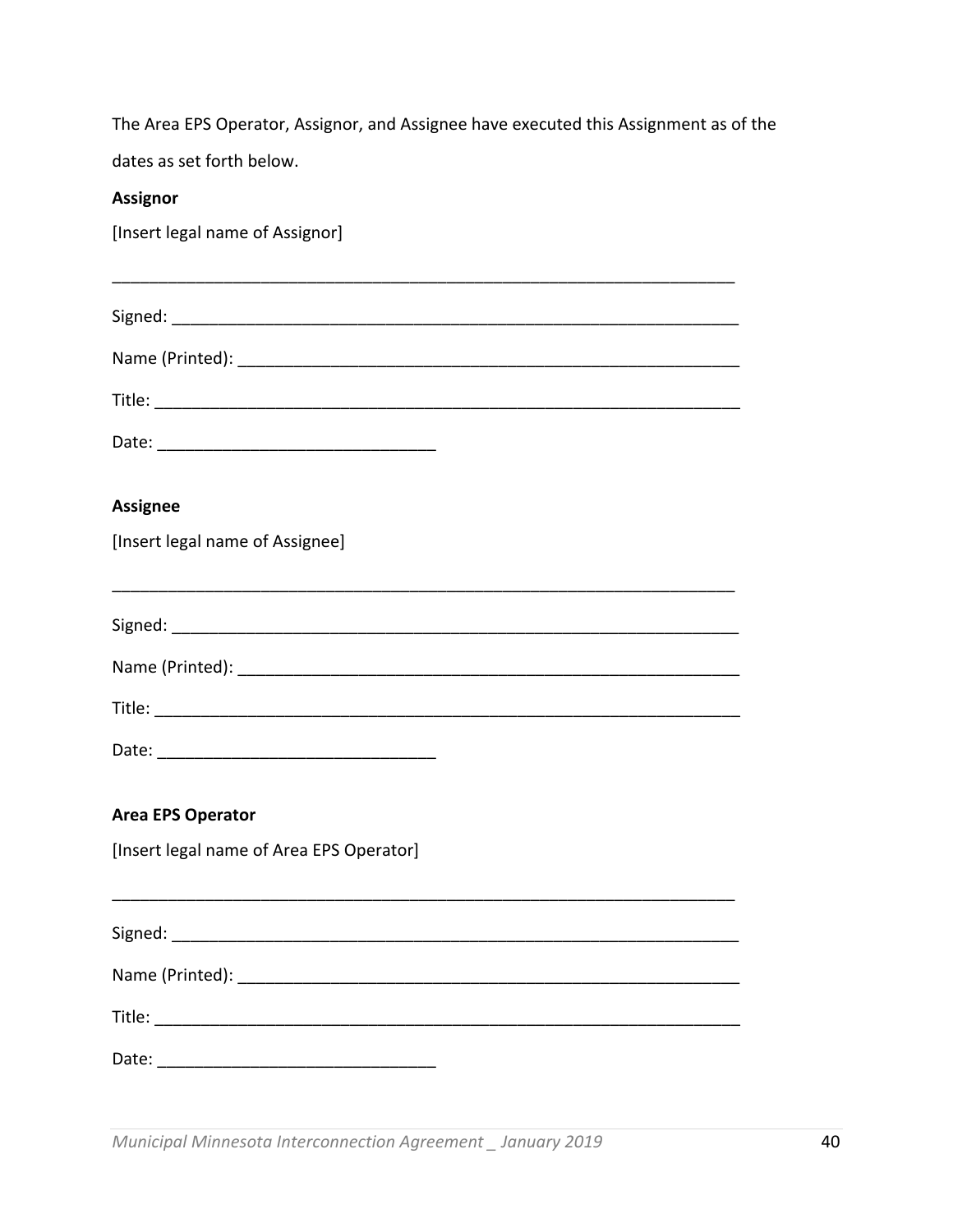The Area EPS Operator, Assignor, and Assignee have executed this Assignment as of the dates as set forth below.

**Assignor**

[Insert legal name of Assignor]

_____________________________________________________________________

Signed: _____________________________________________________________

Name (Printed): ______________________________________________________

Title: _______________________________________________________________

Date: ____________________________

**Assignee**

[Insert legal name of Assignee]

_____________________________________________________________________

Signed: _____________________________________________________________

Name (Printed): ______________________________________________________

Title: _______________________________________________________________

Date: ____________________________

**Area EPS Operator**

[Insert legal name of Area EPS Operator]

_____________________________________________________________________

Signed: _____________________________________________________________

Name (Printed): ______________________________________________________

Title: _______________________________________________________________

Date: ____________________________